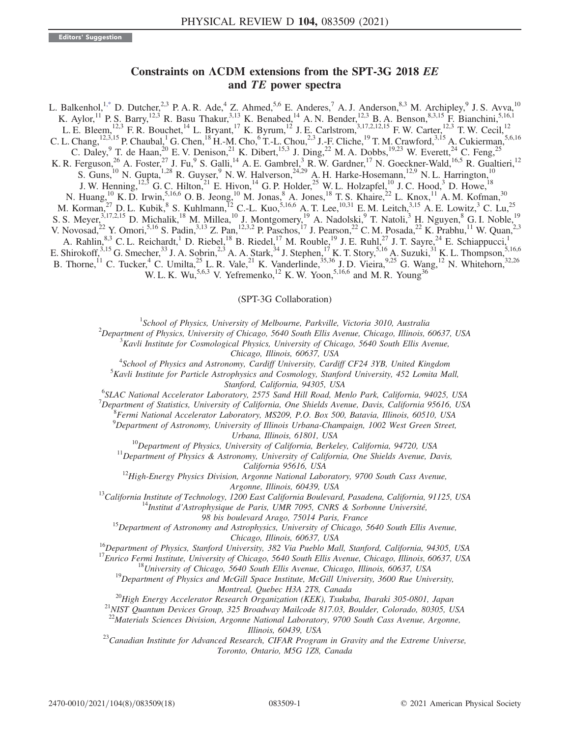Editors' Suggestion

# Constraints on ΛCDM extensions from the SPT-3G 2018 *EE* and *TE* power spectra

L. Balkenhol,[1,*] D. Dutcher,[2,3] P. A. R. Ade,[4] Z. Ahmed,[5,6] E. Anderes,[7] A. J. Anderson,[8,3] M. Archipley,[9] J. S. Avva,[10] K. Aylor,[11] P. S. Barry,[12,3] R. Basu Thakur,[3,13] K. Benabed,[14] A. N. Bender,[12,3] B. A. Benson,[8,3,15] F. Bianchini,[5,16,1] L. E. Bleem,[12,3] F. R. Bouchet,[14] L. Bryant,[17] K. Byrum,[12] J. E. Carlstrom,[3,17,2,12,15] F. W. Carter,[12,3] T. W. Cecil,[12] C. L. Chang,[12,3,15] P. Chaubal,[1] G. Chen,[18] H.-M. Cho,[6] T.-L. Chou,[2,3] J.-F. Cliche,[19] T. M. Crawford,[3,15] A. Cukierman,[5,6,16] C. Daley,[9] T. de Haan,[20] E. V. Denison,[21] K. Dibert,[15,3] J. Ding,[22] M. A. Dobbs,[19,23] W. Everett,[24] C. Feng,[25] K. R. Ferguson,[26] A. Foster,[27] J. Fu,[9] S. Galli,[14] A. E. Gambrel,[3] R. W. Gardner,[17] N. Goeckner-Wald,[16,5] R. Gualtieri,[12] S. Guns,[10] N. Gupta,[1,28] R. Guyser,[9] N. W. Halverson,[24,29] A. H. Harke-Hosemann,[12,9] N. L. Harrington,[10] J. W. Henning,[12,3] G. C. Hilton,[21] E. Hivon,[14] G. P. Holder,[25] W. L. Holzapfel,[10] J. C. Hood,[3] D. Howe,[18] N. Huang,[10] K. D. Irwin,[5,16,6] O. B. Jeong,[10] M. Jonas,[8] A. Jones,[18] T. S. Khaire,[22] L. Knox,[11] A. M. Kofman,[30] M. Korman,[27] D. L. Kubik,[8] S. Kuhlmann,[12] C.-L. Kuo,[5,16,6] A. T. Lee,[10,31] E. M. Leitch,[3,15] A. E. Lowitz,[3] C. Lu,[25] S. S. Meyer,[3,17,2,15] D. Michalik,[18] M. Millea,[10] J. Montgomery,[19] A. Nadolski,[9] T. Natoli,[3] H. Nguyen,[8] G. I. Noble,[19] V. Novosad,[22] Y. Omori,[5,16] S. Padin,[3,13] Z. Pan,[12,3,2] P. Paschos,[17] J. Pearson,[22] C. M. Posada,[22] K. Prabhu,[11] W. Quan,[2,3] A. Rahlin,[8,3] C. L. Reichardt,[1] D. Riebel,[18] B. Riedel,[17] M. Rouble,[19] J. E. Ruhl,[27] J. T. Sayre,[24] E. Schiappucci,[1] E. Shirokoff,[3,15] G. Smecher,[33] J. A. Sobrin,[2,3] A. A. Stark,[34] J. Stephen,[17] K. T. Story,[5,16] A. Suzuki,[31] K. L. Thompson,[5,16,6] B. Thorne,[11] C. Tucker,[4] C. Umilta,[25] L. R. Vale,[21] K. Vanderlinde,[35,36] J. D. Vieira,[9,25] G. Wang,[12] N. Whitehorn,[32,26] W. L. K. Wu,[5,6,3] V. Yefremenko,[12] K. W. Yoon,[5,16,6] and M. R. Young[36]

(SPT-3G Collaboration)

[1]*School of Physics, University of Melbourne, Parkville, Victoria 3010, Australia*
[2]*Department of Physics, University of Chicago, 5640 South Ellis Avenue, Chicago, Illinois, 60637, USA*
[3]*Kavli Institute for Cosmological Physics, University of Chicago, 5640 South Ellis Avenue, Chicago, Illinois, 60637, USA*
[4]*School of Physics and Astronomy, Cardiff University, Cardiff CF24 3YB, United Kingdom*
[5]*Kavli Institute for Particle Astrophysics and Cosmology, Stanford University, 452 Lomita Mall, Stanford, California, 94305, USA*
[6]*SLAC National Accelerator Laboratory, 2575 Sand Hill Road, Menlo Park, California, 94025, USA*
[7]*Department of Statistics, University of California, One Shields Avenue, Davis, California 95616, USA*
[8]*Fermi National Accelerator Laboratory, MS209, P.O. Box 500, Batavia, Illinois, 60510, USA*
[9]*Department of Astronomy, University of Illinois Urbana-Champaign, 1002 West Green Street, Urbana, Illinois, 61801, USA*
[10]*Department of Physics, University of California, Berkeley, California, 94720, USA*
[11]*Department of Physics & Astronomy, University of California, One Shields Avenue, Davis, California 95616, USA*
[12]*High-Energy Physics Division, Argonne National Laboratory, 9700 South Cass Avenue, Argonne, Illinois, 60439, USA*
[13]*California Institute of Technology, 1200 East California Boulevard, Pasadena, California, 91125, USA*
[14]*Institut d'Astrophysique de Paris, UMR 7095, CNRS & Sorbonne Université, 98 bis boulevard Arago, 75014 Paris, France*
[15]*Department of Astronomy and Astrophysics, University of Chicago, 5640 South Ellis Avenue, Chicago, Illinois, 60637, USA*
[16]*Department of Physics, Stanford University, 382 Via Pueblo Mall, Stanford, California, 94305, USA*
[17]*Enrico Fermi Institute, University of Chicago, 5640 South Ellis Avenue, Chicago, Illinois, 60637, USA*
[18]*University of Chicago, 5640 South Ellis Avenue, Chicago, Illinois, 60637, USA*
[19]*Department of Physics and McGill Space Institute, McGill University, 3600 Rue University, Montreal, Quebec H3A 2T8, Canada*
[20]*High Energy Accelerator Research Organization (KEK), Tsukuba, Ibaraki 305-0801, Japan*
[21]*NIST Quantum Devices Group, 325 Broadway Mailcode 817.03, Boulder, Colorado, 80305, USA*
[22]*Materials Sciences Division, Argonne National Laboratory, 9700 South Cass Avenue, Argonne, Illinois, 60439, USA*
[23]*Canadian Institute for Advanced Research, CIFAR Program in Gravity and the Extreme Universe, Toronto, Ontario, M5G 1Z8, Canada*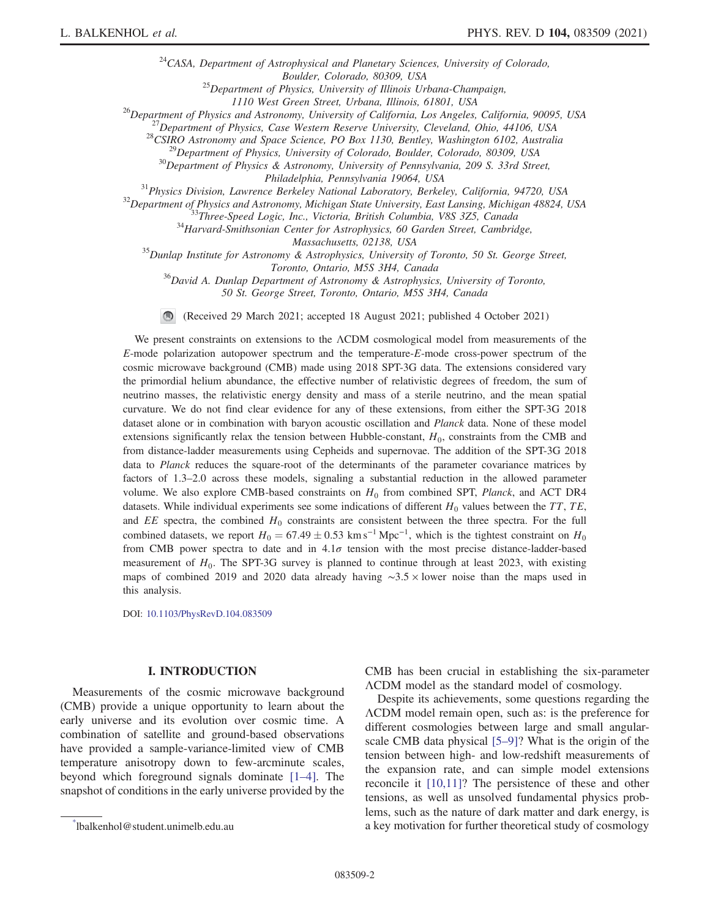[24]CASA, Department of Astrophysical and Planetary Sciences, University of Colorado, Boulder, Colorado, 80309, USA
[25]Department of Physics, University of Illinois Urbana-Champaign, 1110 West Green Street, Urbana, Illinois, 61801, USA
[26]Department of Physics and Astronomy, University of California, Los Angeles, California, 90095, USA
[27]Department of Physics, Case Western Reserve University, Cleveland, Ohio, 44106, USA
[28]CSIRO Astronomy and Space Science, PO Box 1130, Bentley, Washington 6102, Australia
[29]Department of Physics, University of Colorado, Boulder, Colorado, 80309, USA
[30]Department of Physics & Astronomy, University of Pennsylvania, 209 S. 33rd Street, Philadelphia, Pennsylvania 19064, USA
[31]Physics Division, Lawrence Berkeley National Laboratory, Berkeley, California, 94720, USA
[32]Department of Physics and Astronomy, Michigan State University, East Lansing, Michigan 48824, USA
[33]Three-Speed Logic, Inc., Victoria, British Columbia, V8S 3Z5, Canada
[34]Harvard-Smithsonian Center for Astrophysics, 60 Garden Street, Cambridge, Massachusetts, 02138, USA
[35]Dunlap Institute for Astronomy & Astrophysics, University of Toronto, 50 St. George Street, Toronto, Ontario, M5S 3H4, Canada
[36]David A. Dunlap Department of Astronomy & Astrophysics, University of Toronto, 50 St. George Street, Toronto, Ontario, M5S 3H4, Canada

(Received 29 March 2021; accepted 18 August 2021; published 4 October 2021)

We present constraints on extensions to the ΛCDM cosmological model from measurements of the $E$-mode polarization autopower spectrum and the temperature-$E$-mode cross-power spectrum of the cosmic microwave background (CMB) made using 2018 SPT-3G data. The extensions considered vary the primordial helium abundance, the effective number of relativistic degrees of freedom, the sum of neutrino masses, the relativistic energy density and mass of a sterile neutrino, and the mean spatial curvature. We do not find clear evidence for any of these extensions, from either the SPT-3G 2018 dataset alone or in combination with baryon acoustic oscillation and *Planck* data. None of these model extensions significantly relax the tension between Hubble-constant, $H_0$, constraints from the CMB and from distance-ladder measurements using Cepheids and supernovae. The addition of the SPT-3G 2018 data to *Planck* reduces the square-root of the determinants of the parameter covariance matrices by factors of 1.3–2.0 across these models, signaling a substantial reduction in the allowed parameter volume. We also explore CMB-based constraints on $H_0$ from combined SPT, *Planck*, and ACT DR4 datasets. While individual experiments see some indications of different $H_0$ values between the $TT$, $TE$, and $EE$ spectra, the combined $H_0$ constraints are consistent between the three spectra. For the full combined datasets, we report $H_0 = 67.49 \pm 0.53\ \mathrm{km\,s^{-1}\,Mpc^{-1}}$, which is the tightest constraint on $H_0$ from CMB power spectra to date and in $4.1\sigma$ tension with the most precise distance-ladder-based measurement of $H_0$. The SPT-3G survey is planned to continue through at least 2023, with existing maps of combined 2019 and 2020 data already having $\sim 3.5\times$ lower noise than the maps used in this analysis.

DOI: 10.1103/PhysRevD.104.083509

## I. INTRODUCTION

Measurements of the cosmic microwave background (CMB) provide a unique opportunity to learn about the early universe and its evolution over cosmic time. A combination of satellite and ground-based observations have provided a sample-variance-limited view of CMB temperature anisotropy down to few-arcminute scales, beyond which foreground signals dominate [1–4]. The snapshot of conditions in the early universe provided by the CMB has been crucial in establishing the six-parameter ΛCDM model as the standard model of cosmology.

Despite its achievements, some questions regarding the ΛCDM model remain open, such as: is the preference for different cosmologies between large and small angular-scale CMB data physical [5–9]? What is the origin of the tension between high- and low-redshift measurements of the expansion rate, and can simple model extensions reconcile it [10,11]? The persistence of these and other tensions, as well as unsolved fundamental physics problems, such as the nature of dark matter and dark energy, is a key motivation for further theoretical study of cosmology

*lbalkenhol@student.unimelb.edu.au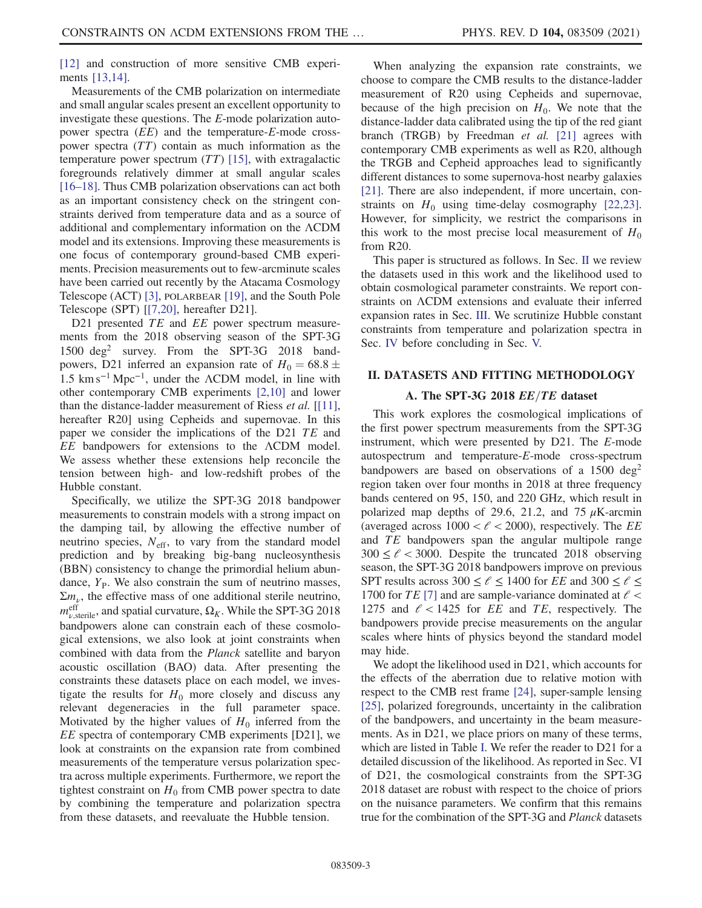[12] and construction of more sensitive CMB experiments [13,14].

Measurements of the CMB polarization on intermediate and small angular scales present an excellent opportunity to investigate these questions. The $E$-mode polarization autopower spectra ($EE$) and the temperature-$E$-mode cross-power spectra ($TT$) contain as much information as the temperature power spectrum ($TT$) [15], with extragalactic foregrounds relatively dimmer at small angular scales [16–18]. Thus CMB polarization observations can act both as an important consistency check on the stringent constraints derived from temperature data and as a source of additional and complementary information on the ΛCDM model and its extensions. Improving these measurements is one focus of contemporary ground-based CMB experiments. Precision measurements out to few-arcminute scales have been carried out recently by the Atacama Cosmology Telescope (ACT) [3], POLARBEAR [19], and the South Pole Telescope (SPT) [[7,20], hereafter D21].

D21 presented $TE$ and $EE$ power spectrum measurements from the 2018 observing season of the SPT-3G 1500 deg$^2$ survey. From the SPT-3G 2018 bandpowers, D21 inferred an expansion rate of $H_0 = 68.8 \pm 1.5\ \mathrm{km\,s^{-1}\,Mpc^{-1}}$, under the ΛCDM model, in line with other contemporary CMB experiments [2,10] and lower than the distance-ladder measurement of Riess *et al.* [[11], hereafter R20] using Cepheids and supernovae. In this paper we consider the implications of the D21 $TE$ and $EE$ bandpowers for extensions to the ΛCDM model. We assess whether these extensions help reconcile the tension between high- and low-redshift probes of the Hubble constant.

Specifically, we utilize the SPT-3G 2018 bandpower measurements to constrain models with a strong impact on the damping tail, by allowing the effective number of neutrino species, $N_{\mathrm{eff}}$, to vary from the standard model prediction and by breaking big-bang nucleosynthesis (BBN) consistency to change the primordial helium abundance, $Y_{\mathrm{P}}$. We also constrain the sum of neutrino masses, $\Sigma m_\nu$, the effective mass of one additional sterile neutrino, $m^{\mathrm{eff}}_{\nu,\mathrm{sterile}}$, and spatial curvature, $\Omega_K$. While the SPT-3G 2018 bandpowers alone can constrain each of these cosmological extensions, we also look at joint constraints when combined with data from the *Planck* satellite and baryon acoustic oscillation (BAO) data. After presenting the constraints these datasets place on each model, we investigate the results for $H_0$ more closely and discuss any relevant degeneracies in the full parameter space. Motivated by the higher values of $H_0$ inferred from the $EE$ spectra of contemporary CMB experiments [D21], we look at constraints on the expansion rate from combined measurements of the temperature versus polarization spectra across multiple experiments. Furthermore, we report the tightest constraint on $H_0$ from CMB power spectra to date by combining the temperature and polarization spectra from these datasets, and reevaluate the Hubble tension.

When analyzing the expansion rate constraints, we choose to compare the CMB results to the distance-ladder measurement of R20 using Cepheids and supernovae, because of the high precision on $H_0$. We note that the distance-ladder data calibrated using the tip of the red giant branch (TRGB) by Freedman *et al.* [21] agrees with contemporary CMB experiments as well as R20, although the TRGB and Cepheid approaches lead to significantly different distances to some supernova-host nearby galaxies [21]. There are also independent, if more uncertain, constraints on $H_0$ using time-delay cosmography [22,23]. However, for simplicity, we restrict the comparisons in this work to the most precise local measurement of $H_0$ from R20.

This paper is structured as follows. In Sec. II we review the datasets used in this work and the likelihood used to obtain cosmological parameter constraints. We report constraints on ΛCDM extensions and evaluate their inferred expansion rates in Sec. III. We scrutinize Hubble constant constraints from temperature and polarization spectra in Sec. IV before concluding in Sec. V.

## II. DATASETS AND FITTING METHODOLOGY

### A. The SPT-3G 2018 $EE/TE$ dataset

This work explores the cosmological implications of the first power spectrum measurements from the SPT-3G instrument, which were presented by D21. The $E$-mode autospectrum and temperature-$E$-mode cross-spectrum bandpowers are based on observations of a 1500 deg$^2$ region taken over four months in 2018 at three frequency bands centered on 95, 150, and 220 GHz, which result in polarized map depths of 29.6, 21.2, and 75 $\mu$K-arcmin (averaged across $1000 < \ell < 2000$), respectively. The $EE$ and $TE$ bandpowers span the angular multipole range $300 \leq \ell < 3000$. Despite the truncated 2018 observing season, the SPT-3G 2018 bandpowers improve on previous SPT results across $300 \leq \ell \leq 1400$ for $EE$ and $300 \leq \ell \leq 1700$ for $TE$ [7] and are sample-variance dominated at $\ell < 1275$ and $\ell < 1425$ for $EE$ and $TE$, respectively. The bandpowers provide precise measurements on the angular scales where hints of physics beyond the standard model may hide.

We adopt the likelihood used in D21, which accounts for the effects of the aberration due to relative motion with respect to the CMB rest frame [24], super-sample lensing [25], polarized foregrounds, uncertainty in the calibration of the bandpowers, and uncertainty in the beam measurements. As in D21, we place priors on many of these terms, which are listed in Table I. We refer the reader to D21 for a detailed discussion of the likelihood. As reported in Sec. VI of D21, the cosmological constraints from the SPT-3G 2018 dataset are robust with respect to the choice of priors on the nuisance parameters. We confirm that this remains true for the combination of the SPT-3G and *Planck* datasets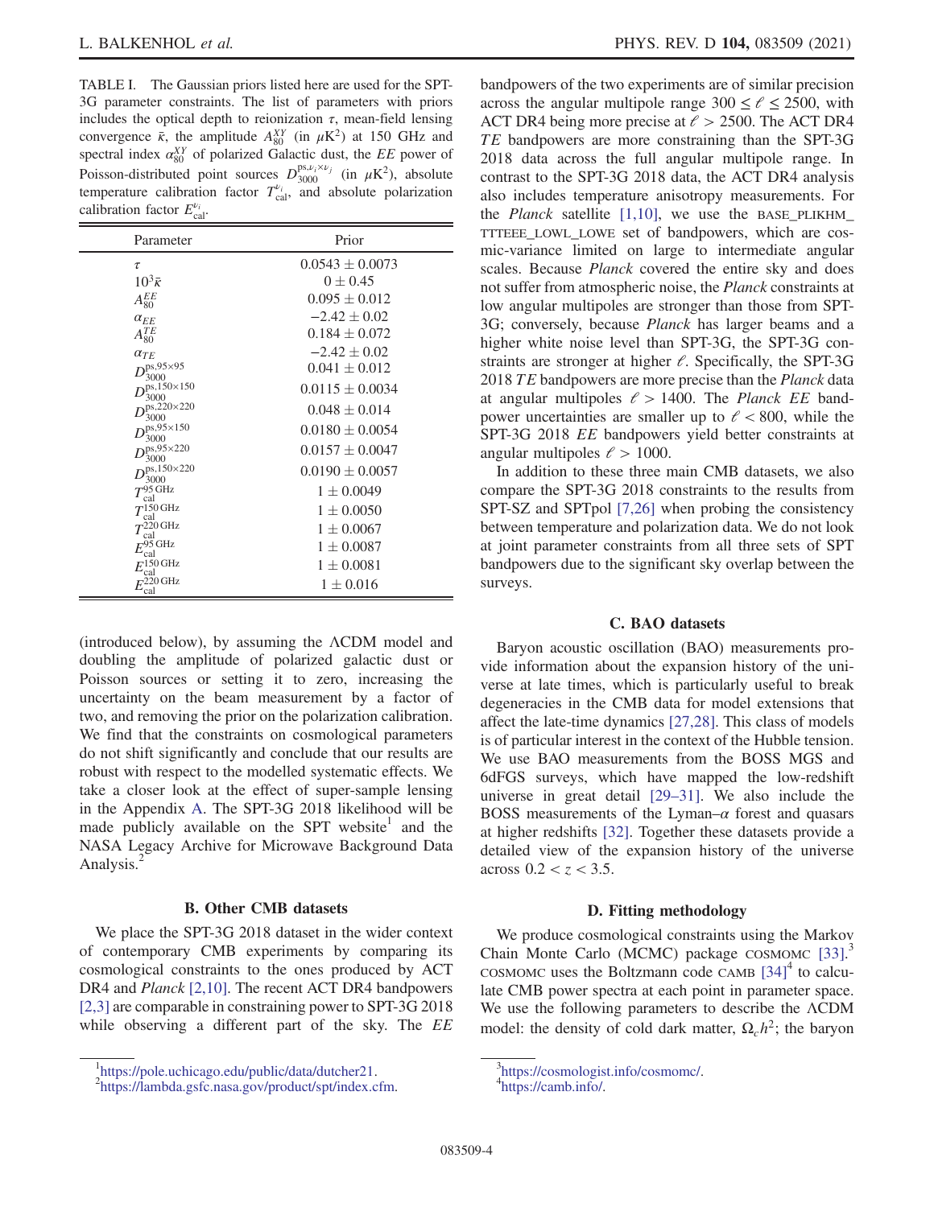TABLE I. The Gaussian priors listed here are used for the SPT-3G parameter constraints. The list of parameters with priors includes the optical depth to reionization $\tau$, mean-field lensing convergence $\bar{\kappa}$, the amplitude $A_{80}^{XY}$ (in $\mu$K$^2$) at 150 GHz and spectral index $\alpha_{80}^{XY}$ of polarized Galactic dust, the $EE$ power of Poisson-distributed point sources $D_{3000}^{\mathrm{ps},\nu_i\times\nu_j}$ (in $\mu$K$^2$), absolute temperature calibration factor $T_{\mathrm{cal}}^{\nu_i}$, and absolute polarization calibration factor $E_{\mathrm{cal}}^{\nu_i}$.

| Parameter | Prior |
|---|---|
| $\tau$ | $0.0543 \pm 0.0073$ |
| $10^3\bar{\kappa}$ | $0 \pm 0.45$ |
| $A_{80}^{EE}$ | $0.095 \pm 0.012$ |
| $\alpha_{EE}$ | $-2.42 \pm 0.02$ |
| $A_{80}^{TE}$ | $0.184 \pm 0.072$ |
| $\alpha_{TE}$ | $-2.42 \pm 0.02$ |
| $D_{3000}^{\mathrm{ps},95\times95}$ | $0.041 \pm 0.012$ |
| $D_{3000}^{\mathrm{ps},150\times150}$ | $0.0115 \pm 0.0034$ |
| $D_{3000}^{\mathrm{ps},220\times220}$ | $0.048 \pm 0.014$ |
| $D_{3000}^{\mathrm{ps},95\times150}$ | $0.0180 \pm 0.0054$ |
| $D_{3000}^{\mathrm{ps},95\times220}$ | $0.0157 \pm 0.0047$ |
| $D_{3000}^{\mathrm{ps},150\times220}$ | $0.0190 \pm 0.0057$ |
| $T_{\mathrm{cal}}^{95\,\mathrm{GHz}}$ | $1 \pm 0.0049$ |
| $T_{\mathrm{cal}}^{150\,\mathrm{GHz}}$ | $1 \pm 0.0050$ |
| $T_{\mathrm{cal}}^{220\,\mathrm{GHz}}$ | $1 \pm 0.0067$ |
| $E_{\mathrm{cal}}^{95\,\mathrm{GHz}}$ | $1 \pm 0.0087$ |
| $E_{\mathrm{cal}}^{150\,\mathrm{GHz}}$ | $1 \pm 0.0081$ |
| $E_{\mathrm{cal}}^{220\,\mathrm{GHz}}$ | $1 \pm 0.016$ |

(introduced below), by assuming the ΛCDM model and doubling the amplitude of polarized galactic dust or Poisson sources or setting it to zero, increasing the uncertainty on the beam measurement by a factor of two, and removing the prior on the polarization calibration. We find that the constraints on cosmological parameters do not shift significantly and conclude that our results are robust with respect to the modelled systematic effects. We take a closer look at the effect of super-sample lensing in the Appendix A. The SPT-3G 2018 likelihood will be made publicly available on the SPT website[1] and the NASA Legacy Archive for Microwave Background Data Analysis.[2]

### B. Other CMB datasets

We place the SPT-3G 2018 dataset in the wider context of contemporary CMB experiments by comparing its cosmological constraints to the ones produced by ACT DR4 and *Planck* [2,10]. The recent ACT DR4 bandpowers [2,3] are comparable in constraining power to SPT-3G 2018 while observing a different part of the sky. The $EE$ bandpowers of the two experiments are of similar precision across the angular multipole range $300 \le \ell \le 2500$, with ACT DR4 being more precise at $\ell > 2500$. The ACT DR4 $TE$ bandpowers are more constraining than the SPT-3G 2018 data across the full angular multipole range. In contrast to the SPT-3G 2018 data, the ACT DR4 analysis also includes temperature anisotropy measurements. For the *Planck* satellite [1,10], we use the BASE_PLIKHM_TTTEEE_LOWL_LOWE set of bandpowers, which are cosmic-variance limited on large to intermediate angular scales. Because *Planck* covered the entire sky and does not suffer from atmospheric noise, the *Planck* constraints at low angular multipoles are stronger than those from SPT-3G; conversely, because *Planck* has larger beams and a higher white noise level than SPT-3G, the SPT-3G constraints are stronger at higher $\ell$. Specifically, the SPT-3G 2018 $TE$ bandpowers are more precise than the *Planck* data at angular multipoles $\ell > 1400$. The *Planck* $EE$ bandpower uncertainties are smaller up to $\ell < 800$, while the SPT-3G 2018 $EE$ bandpowers yield better constraints at angular multipoles $\ell > 1000$.

In addition to these three main CMB datasets, we also compare the SPT-3G 2018 constraints to the results from SPT-SZ and SPTpol [7,26] when probing the consistency between temperature and polarization data. We do not look at joint parameter constraints from all three sets of SPT bandpowers due to the significant sky overlap between the surveys.

### C. BAO datasets

Baryon acoustic oscillation (BAO) measurements provide information about the expansion history of the universe at late times, which is particularly useful to break degeneracies in the CMB data for model extensions that affect the late-time dynamics [27,28]. This class of models is of particular interest in the context of the Hubble tension. We use BAO measurements from the BOSS MGS and 6dFGS surveys, which have mapped the low-redshift universe in great detail [29–31]. We also include the BOSS measurements of the Lyman–$\alpha$ forest and quasars at higher redshifts [32]. Together these datasets provide a detailed view of the expansion history of the universe across $0.2 < z < 3.5$.

### D. Fitting methodology

We produce cosmological constraints using the Markov Chain Monte Carlo (MCMC) package COSMOMC [33].[3] COSMOMC uses the Boltzmann code CAMB [34][4] to calculate CMB power spectra at each point in parameter space. We use the following parameters to describe the ΛCDM model: the density of cold dark matter, $\Omega_c h^2$; the baryon

[1] https://pole.uchicago.edu/public/data/dutcher21.

[2] https://lambda.gsfc.nasa.gov/product/spt/index.cfm.

[3] https://cosmologist.info/cosmomc/.

[4] https://camb.info/.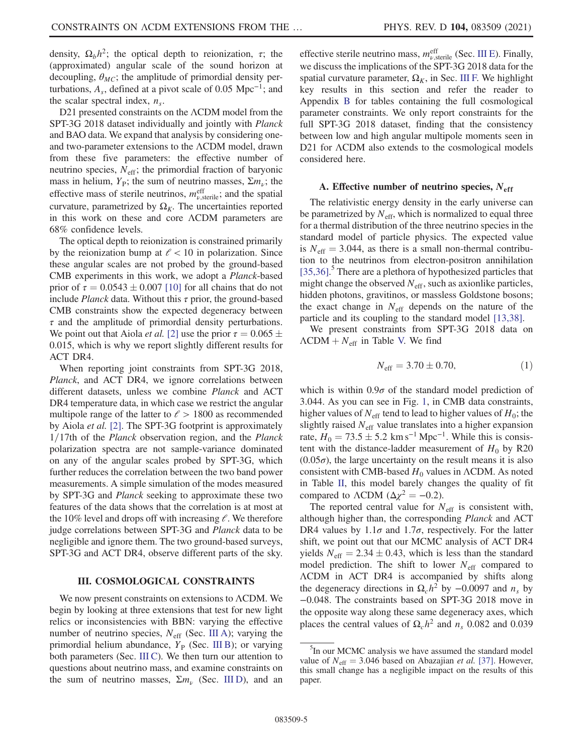density, $\Omega_b h^2$; the optical depth to reionization, $\tau$; the (approximated) angular scale of the sound horizon at decoupling, $\theta_{MC}$; the amplitude of primordial density perturbations, $A_s$, defined at a pivot scale of 0.05 $\text{Mpc}^{-1}$; and the scalar spectral index, $n_s$.

D21 presented constraints on the ΛCDM model from the SPT-3G 2018 dataset individually and jointly with *Planck* and BAO data. We expand that analysis by considering one- and two-parameter extensions to the ΛCDM model, drawn from these five parameters: the effective number of neutrino species, $N_{\text{eff}}$; the primordial fraction of baryonic mass in helium, $Y_{\text{P}}$; the sum of neutrino masses, $\Sigma m_\nu$; the effective mass of sterile neutrinos, $m^{\text{eff}}_{\nu,\text{sterile}}$; and the spatial curvature, parametrized by $\Omega_K$. The uncertainties reported in this work on these and core ΛCDM parameters are 68% confidence levels.

The optical depth to reionization is constrained primarily by the reionization bump at $\ell < 10$ in polarization. Since these angular scales are not probed by the ground-based CMB experiments in this work, we adopt a *Planck*-based prior of $\tau = 0.0543 \pm 0.007$ [10] for all chains that do not include *Planck* data. Without this $\tau$ prior, the ground-based CMB constraints show the expected degeneracy between $\tau$ and the amplitude of primordial density perturbations. We point out that Aiola *et al.* [2] use the prior $\tau = 0.065 \pm 0.015$, which is why we report slightly different results for ACT DR4.

When reporting joint constraints from SPT-3G 2018, *Planck*, and ACT DR4, we ignore correlations between different datasets, unless we combine *Planck* and ACT DR4 temperature data, in which case we restrict the angular multipole range of the latter to $\ell > 1800$ as recommended by Aiola *et al.* [2]. The SPT-3G footprint is approximately 1/17th of the *Planck* observation region, and the *Planck* polarization spectra are not sample-variance dominated on any of the angular scales probed by SPT-3G, which further reduces the correlation between the two band power measurements. A simple simulation of the modes measured by SPT-3G and *Planck* seeking to approximate these two features of the data shows that the correlation is at most at the 10% level and drops off with increasing $\ell$. We therefore judge correlations between SPT-3G and *Planck* data to be negligible and ignore them. The two ground-based surveys, SPT-3G and ACT DR4, observe different parts of the sky.

## III. COSMOLOGICAL CONSTRAINTS

We now present constraints on extensions to ΛCDM. We begin by looking at three extensions that test for new light relics or inconsistencies with BBN: varying the effective number of neutrino species, $N_{\text{eff}}$ (Sec. III A); varying the primordial helium abundance, $Y_{\text{P}}$ (Sec. III B); or varying both parameters (Sec. III C). We then turn our attention to questions about neutrino mass, and examine constraints on the sum of neutrino masses, $\Sigma m_\nu$ (Sec. III D), and an effective sterile neutrino mass, $m^{\text{eff}}_{\nu,\text{sterile}}$ (Sec. III E). Finally, we discuss the implications of the SPT-3G 2018 data for the spatial curvature parameter, $\Omega_K$, in Sec. III F. We highlight key results in this section and refer the reader to Appendix B for tables containing the full cosmological parameter constraints. We only report constraints for the full SPT-3G 2018 dataset, finding that the consistency between low and high angular multipole moments seen in D21 for ΛCDM also extends to the cosmological models considered here.

### A. Effective number of neutrino species, $N_{\text{eff}}$

The relativistic energy density in the early universe can be parametrized by $N_{\text{eff}}$, which is normalized to equal three for a thermal distribution of the three neutrino species in the standard model of particle physics. The expected value is $N_{\text{eff}} = 3.044$, as there is a small non-thermal contribution to the neutrinos from electron-positron annihilation [35,36].[5] There are a plethora of hypothesized particles that might change the observed $N_{\text{eff}}$, such as axionlike particles, hidden photons, gravitinos, or massless Goldstone bosons; the exact change in $N_{\text{eff}}$ depends on the nature of the particle and its coupling to the standard model [13,38].

We present constraints from SPT-3G 2018 data on $\Lambda\text{CDM} + N_{\text{eff}}$ in Table V. We find

$$N_{\text{eff}} = 3.70 \pm 0.70, \tag{1}$$

which is within $0.9\sigma$ of the standard model prediction of 3.044. As you can see in Fig. 1, in CMB data constraints, higher values of $N_{\text{eff}}$ tend to lead to higher values of $H_0$; the slightly raised $N_{\text{eff}}$ value translates into a higher expansion rate, $H_0 = 73.5 \pm 5.2\ \text{km}\,\text{s}^{-1}\,\text{Mpc}^{-1}$. While this is consistent with the distance-ladder measurement of $H_0$ by R20 $(0.05\sigma)$, the large uncertainty on the result means it is also consistent with CMB-based $H_0$ values in ΛCDM. As noted in Table II, this model barely changes the quality of fit compared to ΛCDM ($\Delta\chi^2 = -0.2$).

The reported central value for $N_{\text{eff}}$ is consistent with, although higher than, the corresponding *Planck* and ACT DR4 values by $1.1\sigma$ and $1.7\sigma$, respectively. For the latter shift, we point out that our MCMC analysis of ACT DR4 yields $N_{\text{eff}} = 2.34 \pm 0.43$, which is less than the standard model prediction. The shift to lower $N_{\text{eff}}$ compared to ΛCDM in ACT DR4 is accompanied by shifts along the degeneracy directions in $\Omega_c h^2$ by $-0.0097$ and $n_s$ by $-0.048$. The constraints based on SPT-3G 2018 move in the opposite way along these same degeneracy axes, which places the central values of $\Omega_c h^2$ and $n_s$ 0.082 and 0.039

[5] In our MCMC analysis we have assumed the standard model value of $N_{\text{eff}} = 3.046$ based on Abazajian *et al.* [37]. However, this small change has a negligible impact on the results of this paper.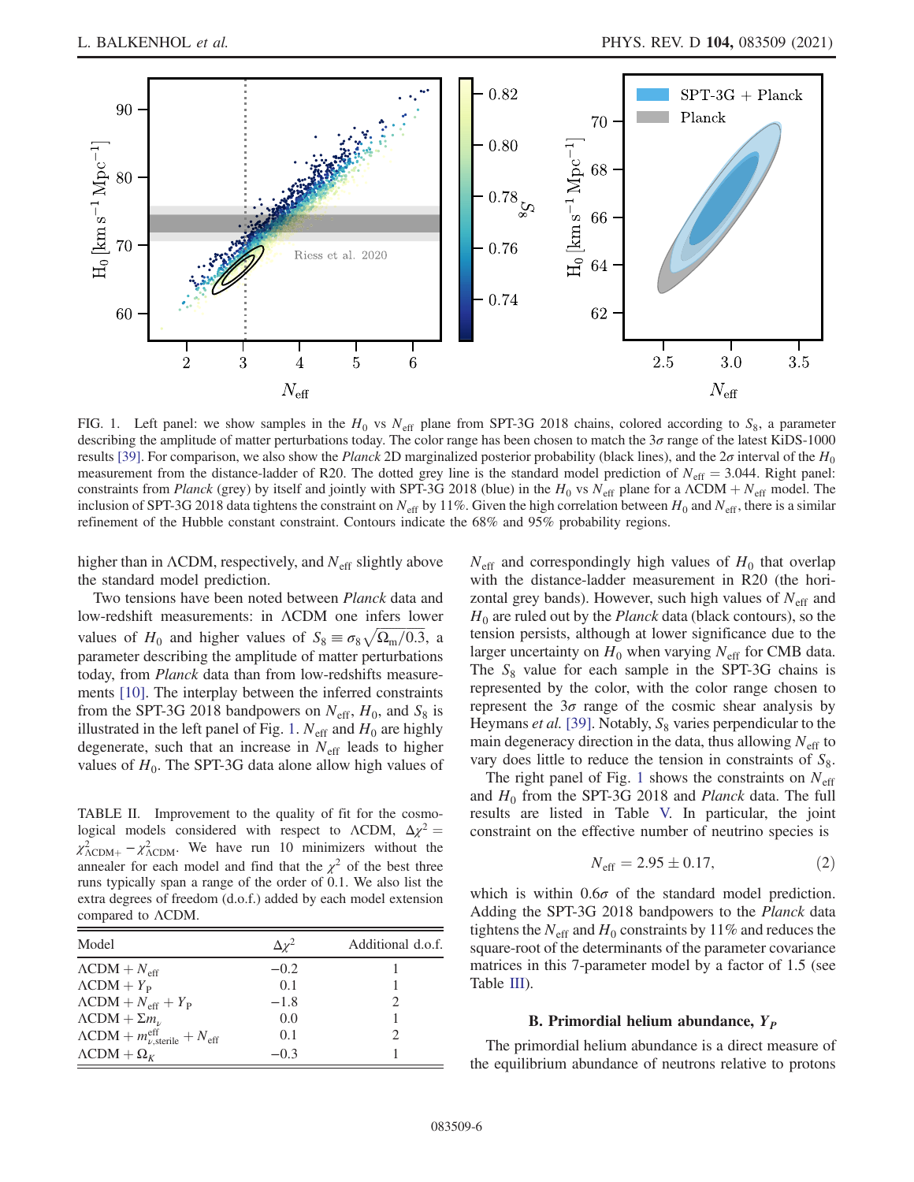FIG. 1. Left panel: we show samples in the $H_0$ vs $N_{\mathrm{eff}}$ plane from SPT-3G 2018 chains, colored according to $S_8$, a parameter describing the amplitude of matter perturbations today. The color range has been chosen to match the $3\sigma$ range of the latest KiDS-1000 results [39]. For comparison, we also show the *Planck* 2D marginalized posterior probability (black lines), and the $2\sigma$ interval of the $H_0$ measurement from the distance-ladder of R20. The dotted grey line is the standard model prediction of $N_{\mathrm{eff}} = 3.044$. Right panel: constraints from *Planck* (grey) by itself and jointly with SPT-3G 2018 (blue) in the $H_0$ vs $N_{\mathrm{eff}}$ plane for a $\Lambda$CDM + $N_{\mathrm{eff}}$ model. The inclusion of SPT-3G 2018 data tightens the constraint on $N_{\mathrm{eff}}$ by 11%. Given the high correlation between $H_0$ and $N_{\mathrm{eff}}$, there is a similar refinement of the Hubble constant constraint. Contours indicate the 68% and 95% probability regions.

higher than in $\Lambda$CDM, respectively, and $N_{\mathrm{eff}}$ slightly above the standard model prediction.

Two tensions have been noted between *Planck* data and low-redshift measurements: in $\Lambda$CDM one infers lower values of $H_0$ and higher values of $S_8 \equiv \sigma_8 \sqrt{\Omega_{\mathrm{m}}/0.3}$, a parameter describing the amplitude of matter perturbations today, from *Planck* data than from low-redshifts measurements [10]. The interplay between the inferred constraints from the SPT-3G 2018 bandpowers on $N_{\mathrm{eff}}$, $H_0$, and $S_8$ is illustrated in the left panel of Fig. 1. $N_{\mathrm{eff}}$ and $H_0$ are highly degenerate, such that an increase in $N_{\mathrm{eff}}$ leads to higher values of $H_0$. The SPT-3G data alone allow high values of $N_{\mathrm{eff}}$ and correspondingly high values of $H_0$ that overlap with the distance-ladder measurement in R20 (the horizontal grey bands). However, such high values of $N_{\mathrm{eff}}$ and $H_0$ are ruled out by the *Planck* data (black contours), so the tension persists, although at lower significance due to the larger uncertainty on $H_0$ when varying $N_{\mathrm{eff}}$ for CMB data. The $S_8$ value for each sample in the SPT-3G chains is represented by the color, with the color range chosen to represent the $3\sigma$ range of the cosmic shear analysis by Heymans *et al.* [39]. Notably, $S_8$ varies perpendicular to the main degeneracy direction in the data, thus allowing $N_{\mathrm{eff}}$ to vary does little to reduce the tension in constraints of $S_8$.

TABLE II. Improvement to the quality of fit for the cosmological models considered with respect to $\Lambda$CDM, $\Delta\chi^2 = \chi^2_{\Lambda\mathrm{CDM}+} - \chi^2_{\Lambda\mathrm{CDM}}$. We have run 10 minimizers without the annealer for each model and find that the $\chi^2$ of the best three runs typically span a range of the order of 0.1. We also list the extra degrees of freedom (d.o.f.) added by each model extension compared to $\Lambda$CDM.

| Model | $\Delta\chi^2$ | Additional d.o.f. |
|---|---|---|
| $\Lambda$CDM + $N_{\mathrm{eff}}$ | $-0.2$ | 1 |
| $\Lambda$CDM + $Y_{\mathrm{P}}$ | 0.1 | 1 |
| $\Lambda$CDM + $N_{\mathrm{eff}}$ + $Y_{\mathrm{P}}$ | $-1.8$ | 2 |
| $\Lambda$CDM + $\Sigma m_\nu$ | 0.0 | 1 |
| $\Lambda$CDM + $m^{\mathrm{eff}}_{\nu,\mathrm{sterile}}$ + $N_{\mathrm{eff}}$ | 0.1 | 2 |
| $\Lambda$CDM + $\Omega_K$ | $-0.3$ | 1 |

The right panel of Fig. 1 shows the constraints on $N_{\mathrm{eff}}$ and $H_0$ from the SPT-3G 2018 and *Planck* data. The full results are listed in Table V. In particular, the joint constraint on the effective number of neutrino species is

$$N_{\mathrm{eff}} = 2.95 \pm 0.17, \tag{2}$$

which is within $0.6\sigma$ of the standard model prediction. Adding the SPT-3G 2018 bandpowers to the *Planck* data tightens the $N_{\mathrm{eff}}$ and $H_0$ constraints by 11% and reduces the square-root of the determinants of the parameter covariance matrices in this 7-parameter model by a factor of 1.5 (see Table III).

### B. Primordial helium abundance, $Y_P$

The primordial helium abundance is a direct measure of the equilibrium abundance of neutrons relative to protons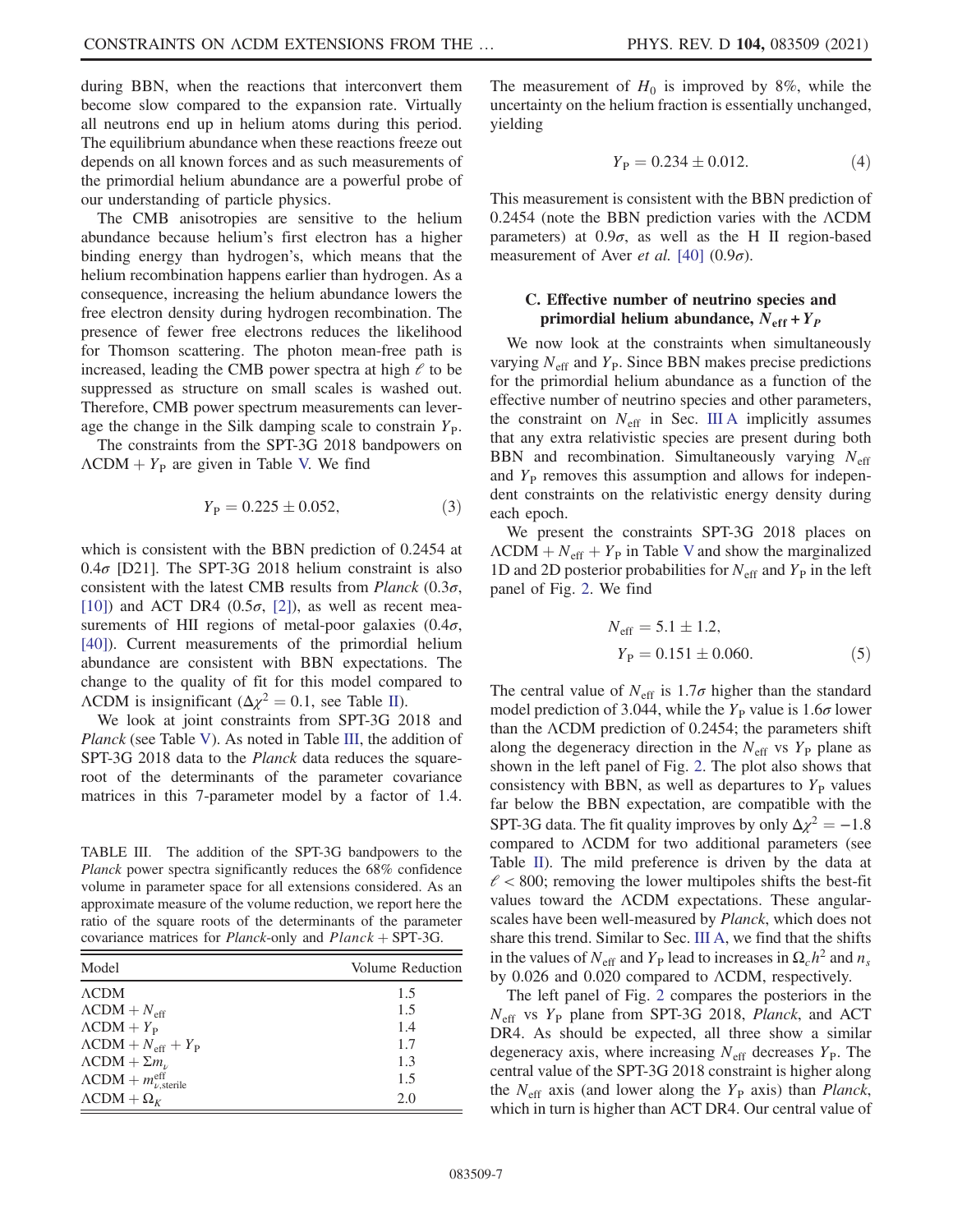during BBN, when the reactions that interconvert them become slow compared to the expansion rate. Virtually all neutrons end up in helium atoms during this period. The equilibrium abundance when these reactions freeze out depends on all known forces and as such measurements of the primordial helium abundance are a powerful probe of our understanding of particle physics.

The CMB anisotropies are sensitive to the helium abundance because helium's first electron has a higher binding energy than hydrogen's, which means that the helium recombination happens earlier than hydrogen. As a consequence, increasing the helium abundance lowers the free electron density during hydrogen recombination. The presence of fewer free electrons reduces the likelihood for Thomson scattering. The photon mean-free path is increased, leading the CMB power spectra at high $\ell$ to be suppressed as structure on small scales is washed out. Therefore, CMB power spectrum measurements can leverage the change in the Silk damping scale to constrain $Y_\mathrm{P}$.

The constraints from the SPT-3G 2018 bandpowers on $\Lambda\mathrm{CDM} + Y_\mathrm{P}$ are given in Table V. We find

$$Y_\mathrm{P} = 0.225 \pm 0.052, \tag{3}$$

which is consistent with the BBN prediction of 0.2454 at $0.4\sigma$ [D21]. The SPT-3G 2018 helium constraint is also consistent with the latest CMB results from *Planck* ($0.3\sigma$, [10]) and ACT DR4 ($0.5\sigma$, [2]), as well as recent measurements of HII regions of metal-poor galaxies ($0.4\sigma$, [40]). Current measurements of the primordial helium abundance are consistent with BBN expectations. The change to the quality of fit for this model compared to $\Lambda$CDM is insignificant ($\Delta\chi^2 = 0.1$, see Table II).

We look at joint constraints from SPT-3G 2018 and *Planck* (see Table V). As noted in Table III, the addition of SPT-3G 2018 data to the *Planck* data reduces the square-root of the determinants of the parameter covariance matrices in this 7-parameter model by a factor of 1.4. The measurement of $H_0$ is improved by 8%, while the uncertainty on the helium fraction is essentially unchanged, yielding

$$Y_\mathrm{P} = 0.234 \pm 0.012. \tag{4}$$

This measurement is consistent with the BBN prediction of 0.2454 (note the BBN prediction varies with the $\Lambda$CDM parameters) at $0.9\sigma$, as well as the H II region-based measurement of Aver *et al.* [40] ($0.9\sigma$).

TABLE III. The addition of the SPT-3G bandpowers to the *Planck* power spectra significantly reduces the 68% confidence volume in parameter space for all extensions considered. As an approximate measure of the volume reduction, we report here the ratio of the square roots of the determinants of the parameter covariance matrices for *Planck*-only and *Planck* + SPT-3G.

| Model | Volume Reduction |
|---|---|
| $\Lambda$CDM | 1.5 |
| $\Lambda\mathrm{CDM} + N_\mathrm{eff}$ | 1.5 |
| $\Lambda\mathrm{CDM} + Y_\mathrm{P}$ | 1.4 |
| $\Lambda\mathrm{CDM} + N_\mathrm{eff} + Y_\mathrm{P}$ | 1.7 |
| $\Lambda\mathrm{CDM} + \Sigma m_\nu$ | 1.3 |
| $\Lambda\mathrm{CDM} + m^\mathrm{eff}_{\nu,\mathrm{sterile}}$ | 1.5 |
| $\Lambda\mathrm{CDM} + \Omega_K$ | 2.0 |

### C. Effective number of neutrino species and primordial helium abundance, $N_\mathrm{eff} + Y_P$

We now look at the constraints when simultaneously varying $N_\mathrm{eff}$ and $Y_\mathrm{P}$. Since BBN makes precise predictions for the primordial helium abundance as a function of the effective number of neutrino species and other parameters, the constraint on $N_\mathrm{eff}$ in Sec. III A implicitly assumes that any extra relativistic species are present during both BBN and recombination. Simultaneously varying $N_\mathrm{eff}$ and $Y_\mathrm{P}$ removes this assumption and allows for independent constraints on the relativistic energy density during each epoch.

We present the constraints SPT-3G 2018 places on $\Lambda\mathrm{CDM} + N_\mathrm{eff} + Y_\mathrm{P}$ in Table V and show the marginalized 1D and 2D posterior probabilities for $N_\mathrm{eff}$ and $Y_\mathrm{P}$ in the left panel of Fig. 2. We find

$$N_\mathrm{eff} = 5.1 \pm 1.2,$$
$$Y_\mathrm{P} = 0.151 \pm 0.060. \tag{5}$$

The central value of $N_\mathrm{eff}$ is $1.7\sigma$ higher than the standard model prediction of 3.044, while the $Y_\mathrm{P}$ value is $1.6\sigma$ lower than the $\Lambda$CDM prediction of 0.2454; the parameters shift along the degeneracy direction in the $N_\mathrm{eff}$ vs $Y_\mathrm{P}$ plane as shown in the left panel of Fig. 2. The plot also shows that consistency with BBN, as well as departures to $Y_\mathrm{P}$ values far below the BBN expectation, are compatible with the SPT-3G data. The fit quality improves by only $\Delta\chi^2 = -1.8$ compared to $\Lambda$CDM for two additional parameters (see Table II). The mild preference is driven by the data at $\ell < 800$; removing the lower multipoles shifts the best-fit values toward the $\Lambda$CDM expectations. These angular-scales have been well-measured by *Planck*, which does not share this trend. Similar to Sec. III A, we find that the shifts in the values of $N_\mathrm{eff}$ and $Y_\mathrm{P}$ lead to increases in $\Omega_c h^2$ and $n_s$ by 0.026 and 0.020 compared to $\Lambda$CDM, respectively.

The left panel of Fig. 2 compares the posteriors in the $N_\mathrm{eff}$ vs $Y_\mathrm{P}$ plane from SPT-3G 2018, *Planck*, and ACT DR4. As should be expected, all three show a similar degeneracy axis, where increasing $N_\mathrm{eff}$ decreases $Y_\mathrm{P}$. The central value of the SPT-3G 2018 constraint is higher along the $N_\mathrm{eff}$ axis (and lower along the $Y_\mathrm{P}$ axis) than *Planck*, which in turn is higher than ACT DR4. Our central value of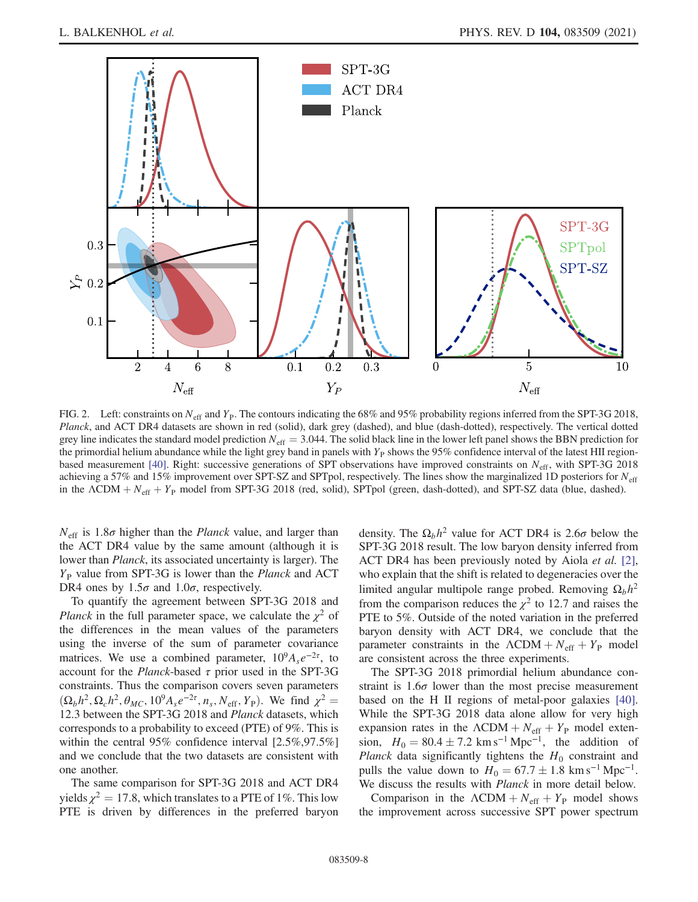FIG. 2. Left: constraints on $N_{\rm eff}$ and $Y_{\rm P}$. The contours indicating the 68% and 95% probability regions inferred from the SPT-3G 2018, *Planck*, and ACT DR4 datasets are shown in red (solid), dark grey (dashed), and blue (dash-dotted), respectively. The vertical dotted grey line indicates the standard model prediction $N_{\rm eff} = 3.044$. The solid black line in the lower left panel shows the BBN prediction for the primordial helium abundance while the light grey band in panels with $Y_{\rm P}$ shows the 95% confidence interval of the latest HII region-based measurement [40]. Right: successive generations of SPT observations have improved constraints on $N_{\rm eff}$, with SPT-3G 2018 achieving a 57% and 15% improvement over SPT-SZ and SPTpol, respectively. The lines show the marginalized 1D posteriors for $N_{\rm eff}$ in the $\Lambda$CDM $+ N_{\rm eff} + Y_{\rm P}$ model from SPT-3G 2018 (red, solid), SPTpol (green, dash-dotted), and SPT-SZ data (blue, dashed).

$N_{\rm eff}$ is $1.8\sigma$ higher than the *Planck* value, and larger than the ACT DR4 value by the same amount (although it is lower than *Planck*, its associated uncertainty is larger). The $Y_{\rm P}$ value from SPT-3G is lower than the *Planck* and ACT DR4 ones by $1.5\sigma$ and $1.0\sigma$, respectively.

To quantify the agreement between SPT-3G 2018 and *Planck* in the full parameter space, we calculate the $\chi^2$ of the differences in the mean values of the parameters using the inverse of the sum of parameter covariance matrices. We use a combined parameter, $10^9 A_s e^{-2\tau}$, to account for the *Planck*-based $\tau$ prior used in the SPT-3G constraints. Thus the comparison covers seven parameters $(\Omega_b h^2, \Omega_c h^2, \theta_{MC}, 10^9 A_s e^{-2\tau}, n_s, N_{\rm eff}, Y_{\rm P})$. We find $\chi^2 = 12.3$ between the SPT-3G 2018 and *Planck* datasets, which corresponds to a probability to exceed (PTE) of 9%. This is within the central 95% confidence interval [2.5%,97.5%] and we conclude that the two datasets are consistent with one another.

The same comparison for SPT-3G 2018 and ACT DR4 yields $\chi^2 = 17.8$, which translates to a PTE of 1%. This low PTE is driven by differences in the preferred baryon density. The $\Omega_b h^2$ value for ACT DR4 is $2.6\sigma$ below the SPT-3G 2018 result. The low baryon density inferred from ACT DR4 has been previously noted by Aiola *et al.* [2], who explain that the shift is related to degeneracies over the limited angular multipole range probed. Removing $\Omega_b h^2$ from the comparison reduces the $\chi^2$ to 12.7 and raises the PTE to 5%. Outside of the noted variation in the preferred baryon density with ACT DR4, we conclude that the parameter constraints in the $\Lambda$CDM $+ N_{\rm eff} + Y_{\rm P}$ model are consistent across the three experiments.

The SPT-3G 2018 primordial helium abundance constraint is $1.6\sigma$ lower than the most precise measurement based on the H II regions of metal-poor galaxies [40]. While the SPT-3G 2018 data alone allow for very high expansion rates in the $\Lambda$CDM $+ N_{\rm eff} + Y_{\rm P}$ model extension, $H_0 = 80.4 \pm 7.2$ km s$^{-1}$ Mpc$^{-1}$, the addition of *Planck* data significantly tightens the $H_0$ constraint and pulls the value down to $H_0 = 67.7 \pm 1.8$ km s$^{-1}$ Mpc$^{-1}$. We discuss the results with *Planck* in more detail below.

Comparison in the $\Lambda$CDM $+ N_{\rm eff} + Y_{\rm P}$ model shows the improvement across successive SPT power spectrum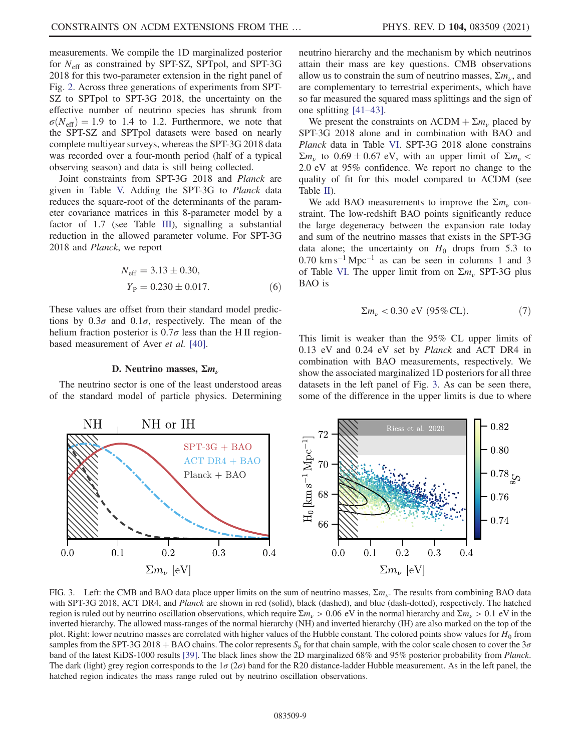measurements. We compile the 1D marginalized posterior for $N_{\rm eff}$ as constrained by SPT-SZ, SPTpol, and SPT-3G 2018 for this two-parameter extension in the right panel of Fig. 2. Across three generations of experiments from SPT-SZ to SPTpol to SPT-3G 2018, the uncertainty on the effective number of neutrino species has shrunk from $\sigma(N_{\rm eff}) = 1.9$ to 1.4 to 1.2. Furthermore, we note that the SPT-SZ and SPTpol datasets were based on nearly complete multiyear surveys, whereas the SPT-3G 2018 data was recorded over a four-month period (half of a typical observing season) and data is still being collected.

Joint constraints from SPT-3G 2018 and *Planck* are given in Table V. Adding the SPT-3G to *Planck* data reduces the square-root of the determinants of the parameter covariance matrices in this 8-parameter model by a factor of 1.7 (see Table III), signalling a substantial reduction in the allowed parameter volume. For SPT-3G 2018 and *Planck*, we report

$$N_{\rm eff} = 3.13 \pm 0.30,$$
$$Y_{\rm P} = 0.230 \pm 0.017. \tag{6}$$

These values are offset from their standard model predictions by $0.3\sigma$ and $0.1\sigma$, respectively. The mean of the helium fraction posterior is $0.7\sigma$ less than the H II region-based measurement of Aver *et al.* [40].

### D. Neutrino masses, $\Sigma m_\nu$

The neutrino sector is one of the least understood areas of the standard model of particle physics. Determining neutrino hierarchy and the mechanism by which neutrinos attain their mass are key questions. CMB observations allow us to constrain the sum of neutrino masses, $\Sigma m_\nu$, and are complementary to terrestrial experiments, which have so far measured the squared mass splittings and the sign of one splitting [41–43].

We present the constraints on $\Lambda$CDM + $\Sigma m_\nu$ placed by SPT-3G 2018 alone and in combination with BAO and *Planck* data in Table VI. SPT-3G 2018 alone constrains $\Sigma m_\nu$ to $0.69 \pm 0.67$ eV, with an upper limit of $\Sigma m_\nu < 2.0$ eV at 95% confidence. We report no change to the quality of fit for this model compared to $\Lambda$CDM (see Table II).

We add BAO measurements to improve the $\Sigma m_\nu$ constraint. The low-redshift BAO points significantly reduce the large degeneracy between the expansion rate today and sum of the neutrino masses that exists in the SPT-3G data alone; the uncertainty on $H_0$ drops from 5.3 to 0.70 km s$^{-1}$ Mpc$^{-1}$ as can be seen in columns 1 and 3 of Table VI. The upper limit from on $\Sigma m_\nu$ SPT-3G plus BAO is

$$\Sigma m_\nu < 0.30 \text{ eV (95\% CL)}. \tag{7}$$

This limit is weaker than the 95% CL upper limits of 0.13 eV and 0.24 eV set by *Planck* and ACT DR4 in combination with BAO measurements, respectively. We show the associated marginalized 1D posteriors for all three datasets in the left panel of Fig. 3. As can be seen there, some of the difference in the upper limits is due to where

FIG. 3. Left: the CMB and BAO data place upper limits on the sum of neutrino masses, $\Sigma m_\nu$. The results from combining BAO data with SPT-3G 2018, ACT DR4, and *Planck* are shown in red (solid), black (dashed), and blue (dash-dotted), respectively. The hatched region is ruled out by neutrino oscillation observations, which require $\Sigma m_\nu > 0.06$ eV in the normal hierarchy and $\Sigma m_\nu > 0.1$ eV in the inverted hierarchy. The allowed mass-ranges of the normal hierarchy (NH) and inverted hierarchy (IH) are also marked on the top of the plot. Right: lower neutrino masses are correlated with higher values of the Hubble constant. The colored points show values for $H_0$ from samples from the SPT-3G 2018 + BAO chains. The color represents $S_8$ for that chain sample, with the color scale chosen to cover the $3\sigma$ band of the latest KiDS-1000 results [39]. The black lines show the 2D marginalized 68% and 95% posterior probability from *Planck*. The dark (light) grey region corresponds to the $1\sigma$ ($2\sigma$) band for the R20 distance-ladder Hubble measurement. As in the left panel, the hatched region indicates the mass range ruled out by neutrino oscillation observations.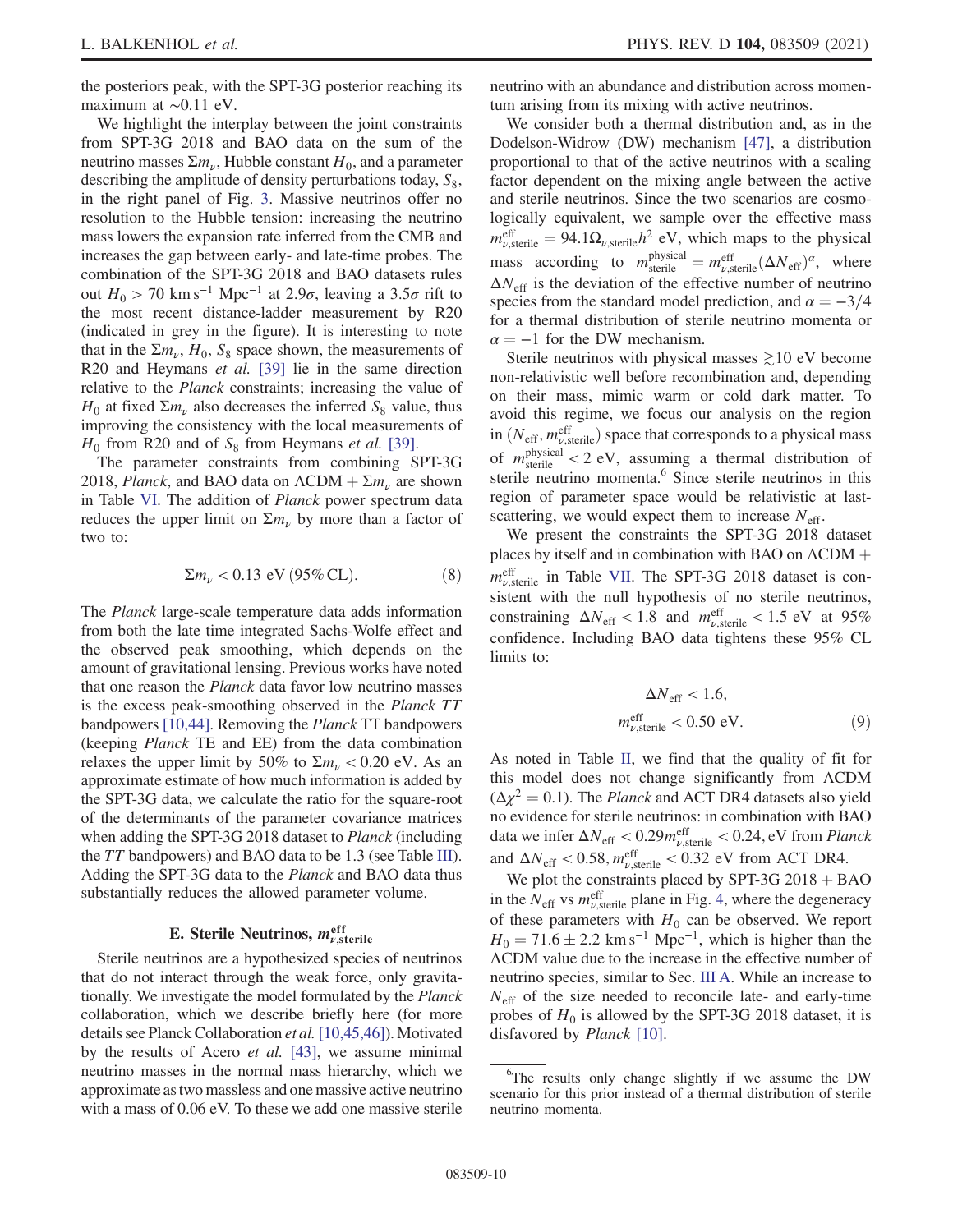the posteriors peak, with the SPT-3G posterior reaching its maximum at ~0.11 eV.

We highlight the interplay between the joint constraints from SPT-3G 2018 and BAO data on the sum of the neutrino masses $\Sigma m_\nu$, Hubble constant $H_0$, and a parameter describing the amplitude of density perturbations today, $S_8$, in the right panel of Fig. 3. Massive neutrinos offer no resolution to the Hubble tension: increasing the neutrino mass lowers the expansion rate inferred from the CMB and increases the gap between early- and late-time probes. The combination of the SPT-3G 2018 and BAO datasets rules out $H_0 > 70\ \mathrm{km\,s^{-1}\,Mpc^{-1}}$ at $2.9\sigma$, leaving a $3.5\sigma$ rift to the most recent distance-ladder measurement by R20 (indicated in grey in the figure). It is interesting to note that in the $\Sigma m_\nu$, $H_0$, $S_8$ space shown, the measurements of R20 and Heymans *et al.* [39] lie in the same direction relative to the *Planck* constraints; increasing the value of $H_0$ at fixed $\Sigma m_\nu$ also decreases the inferred $S_8$ value, thus improving the consistency with the local measurements of $H_0$ from R20 and of $S_8$ from Heymans *et al.* [39].

The parameter constraints from combining SPT-3G 2018, *Planck*, and BAO data on $\Lambda\mathrm{CDM} + \Sigma m_\nu$ are shown in Table VI. The addition of *Planck* power spectrum data reduces the upper limit on $\Sigma m_\nu$ by more than a factor of two to:

$$\Sigma m_\nu < 0.13\ \mathrm{eV}\ (95\%\ \mathrm{CL}). \tag{8}$$

The *Planck* large-scale temperature data adds information from both the late time integrated Sachs-Wolfe effect and the observed peak smoothing, which depends on the amount of gravitational lensing. Previous works have noted that one reason the *Planck* data favor low neutrino masses is the excess peak-smoothing observed in the *Planck TT* bandpowers [10,44]. Removing the *Planck* TT bandpowers (keeping *Planck* TE and EE) from the data combination relaxes the upper limit by 50% to $\Sigma m_\nu < 0.20$ eV. As an approximate estimate of how much information is added by the SPT-3G data, we calculate the ratio for the square-root of the determinants of the parameter covariance matrices when adding the SPT-3G 2018 dataset to *Planck* (including the *TT* bandpowers) and BAO data to be 1.3 (see Table III). Adding the SPT-3G data to the *Planck* and BAO data thus substantially reduces the allowed parameter volume.

### E. Sterile Neutrinos, $m^{\mathrm{eff}}_{\nu,\mathrm{sterile}}$

Sterile neutrinos are a hypothesized species of neutrinos that do not interact through the weak force, only gravitationally. We investigate the model formulated by the *Planck* collaboration, which we describe briefly here (for more details see Planck Collaboration *et al.* [10,45,46]). Motivated by the results of Acero *et al.* [43], we assume minimal neutrino masses in the normal mass hierarchy, which we approximate as two massless and one massive active neutrino with a mass of 0.06 eV. To these we add one massive sterile neutrino with an abundance and distribution across momentum arising from its mixing with active neutrinos.

We consider both a thermal distribution and, as in the Dodelson-Widrow (DW) mechanism [47], a distribution proportional to that of the active neutrinos with a scaling factor dependent on the mixing angle between the active and sterile neutrinos. Since the two scenarios are cosmologically equivalent, we sample over the effective mass $m^{\mathrm{eff}}_{\nu,\mathrm{sterile}} = 94.1\Omega_{\nu,\mathrm{sterile}}h^2$ eV, which maps to the physical mass according to $m^{\mathrm{physical}}_{\mathrm{sterile}} = m^{\mathrm{eff}}_{\nu,\mathrm{sterile}}(\Delta N_{\mathrm{eff}})^\alpha$, where $\Delta N_{\mathrm{eff}}$ is the deviation of the effective number of neutrino species from the standard model prediction, and $\alpha = -3/4$ for a thermal distribution of sterile neutrino momenta or $\alpha = -1$ for the DW mechanism.

Sterile neutrinos with physical masses $\gtrsim 10$ eV become non-relativistic well before recombination and, depending on their mass, mimic warm or cold dark matter. To avoid this regime, we focus our analysis on the region in $(N_{\mathrm{eff}}, m^{\mathrm{eff}}_{\nu,\mathrm{sterile}})$ space that corresponds to a physical mass of $m^{\mathrm{physical}}_{\mathrm{sterile}} < 2$ eV, assuming a thermal distribution of sterile neutrino momenta.[6] Since sterile neutrinos in this region of parameter space would be relativistic at last-scattering, we would expect them to increase $N_{\mathrm{eff}}$.

We present the constraints the SPT-3G 2018 dataset places by itself and in combination with BAO on $\Lambda\mathrm{CDM} + m^{\mathrm{eff}}_{\nu,\mathrm{sterile}}$ in Table VII. The SPT-3G 2018 dataset is consistent with the null hypothesis of no sterile neutrinos, constraining $\Delta N_{\mathrm{eff}} < 1.8$ and $m^{\mathrm{eff}}_{\nu,\mathrm{sterile}} < 1.5$ eV at 95% confidence. Including BAO data tightens these 95% CL limits to:

$$\Delta N_{\mathrm{eff}} < 1.6,$$
$$m^{\mathrm{eff}}_{\nu,\mathrm{sterile}} < 0.50\ \mathrm{eV}. \tag{9}$$

As noted in Table II, we find that the quality of fit for this model does not change significantly from ΛCDM ($\Delta\chi^2 = 0.1$). The *Planck* and ACT DR4 datasets also yield no evidence for sterile neutrinos: in combination with BAO data we infer $\Delta N_{\mathrm{eff}} < 0.29 m^{\mathrm{eff}}_{\nu,\mathrm{sterile}} < 0.24$, eV from *Planck* and $\Delta N_{\mathrm{eff}} < 0.58, m^{\mathrm{eff}}_{\nu,\mathrm{sterile}} < 0.32$ eV from ACT DR4.

We plot the constraints placed by SPT-3G 2018 + BAO in the $N_{\mathrm{eff}}$ vs $m^{\mathrm{eff}}_{\nu,\mathrm{sterile}}$ plane in Fig. 4, where the degeneracy of these parameters with $H_0$ can be observed. We report $H_0 = 71.6 \pm 2.2\ \mathrm{km\,s^{-1}\,Mpc^{-1}}$, which is higher than the ΛCDM value due to the increase in the effective number of neutrino species, similar to Sec. III A. While an increase to $N_{\mathrm{eff}}$ of the size needed to reconcile late- and early-time probes of $H_0$ is allowed by the SPT-3G 2018 dataset, it is disfavored by *Planck* [10].

[6] The results only change slightly if we assume the DW scenario for this prior instead of a thermal distribution of sterile neutrino momenta.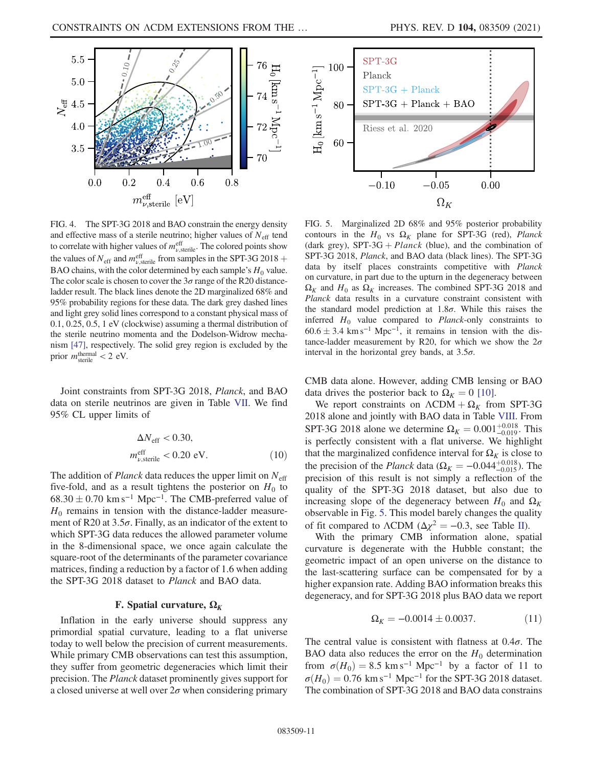FIG. 4. The SPT-3G 2018 and BAO constrain the energy density and effective mass of a sterile neutrino; higher values of $N_{\rm eff}$ tend to correlate with higher values of $m^{\rm eff}_{\nu,\rm sterile}$. The colored points show the values of $N_{\rm eff}$ and $m^{\rm eff}_{\nu,\rm sterile}$ from samples in the SPT-3G 2018 + BAO chains, with the color determined by each sample's $H_0$ value. The color scale is chosen to cover the $3\sigma$ range of the R20 distance-ladder result. The black lines denote the 2D marginalized 68% and 95% probability regions for these data. The dark grey dashed lines and light grey solid lines correspond to a constant physical mass of 0.1, 0.25, 0.5, 1 eV (clockwise) assuming a thermal distribution of the sterile neutrino momenta and the Dodelson-Widrow mechanism [47], respectively. The solid grey region is excluded by the prior $m^{\rm thermal}_{\rm sterile} < 2$ eV.

FIG. 5. Marginalized 2D 68% and 95% posterior probability contours in the $H_0$ vs $\Omega_K$ plane for SPT-3G (red), *Planck* (dark grey), SPT-3G + *Planck* (blue), and the combination of SPT-3G 2018, *Planck*, and BAO data (black lines). The SPT-3G data by itself places constraints competitive with *Planck* on curvature, in part due to the upturn in the degeneracy between $\Omega_K$ and $H_0$ as $\Omega_K$ increases. The combined SPT-3G 2018 and *Planck* data results in a curvature constraint consistent with the standard model prediction at $1.8\sigma$. While this raises the inferred $H_0$ value compared to *Planck*-only constraints to $60.6 \pm 3.4$ km s$^{-1}$ Mpc$^{-1}$, it remains in tension with the distance-ladder measurement by R20, for which we show the $2\sigma$ interval in the horizontal grey bands, at $3.5\sigma$.

Joint constraints from SPT-3G 2018, *Planck*, and BAO data on sterile neutrinos are given in Table VII. We find 95% CL upper limits of

$$\Delta N_{\rm eff} < 0.30,$$
$$m^{\rm eff}_{\nu,\rm sterile} < 0.20 \text{ eV}. \tag{10}$$

The addition of *Planck* data reduces the upper limit on $N_{\rm eff}$ five-fold, and as a result tightens the posterior on $H_0$ to $68.30 \pm 0.70$ km s$^{-1}$ Mpc$^{-1}$. The CMB-preferred value of $H_0$ remains in tension with the distance-ladder measurement of R20 at $3.5\sigma$. Finally, as an indicator of the extent to which SPT-3G data reduces the allowed parameter volume in the 8-dimensional space, we once again calculate the square-root of the determinants of the parameter covariance matrices, finding a reduction by a factor of 1.6 when adding the SPT-3G 2018 dataset to *Planck* and BAO data.

### F. Spatial curvature, $\Omega_K$

Inflation in the early universe should suppress any primordial spatial curvature, leading to a flat universe today to well below the precision of current measurements. While primary CMB observations can test this assumption, they suffer from geometric degeneracies which limit their precision. The *Planck* dataset prominently gives support for a closed universe at well over $2\sigma$ when considering primary CMB data alone. However, adding CMB lensing or BAO data drives the posterior back to $\Omega_K = 0$ [10].

We report constraints on $\Lambda$CDM + $\Omega_K$ from SPT-3G 2018 alone and jointly with BAO data in Table VIII. From SPT-3G 2018 alone we determine $\Omega_K = 0.001^{+0.018}_{-0.019}$. This is perfectly consistent with a flat universe. We highlight that the marginalized confidence interval for $\Omega_K$ is close to the precision of the *Planck* data ($\Omega_K = -0.044^{+0.018}_{-0.015}$). The precision of this result is not simply a reflection of the quality of the SPT-3G 2018 dataset, but also due to increasing slope of the degeneracy between $H_0$ and $\Omega_K$ observable in Fig. 5. This model barely changes the quality of fit compared to $\Lambda$CDM ($\Delta\chi^2 = -0.3$, see Table II).

With the primary CMB information alone, spatial curvature is degenerate with the Hubble constant; the geometric impact of an open universe on the distance to the last-scattering surface can be compensated for by a higher expansion rate. Adding BAO information breaks this degeneracy, and for SPT-3G 2018 plus BAO data we report

$$\Omega_K = -0.0014 \pm 0.0037. \tag{11}$$

The central value is consistent with flatness at $0.4\sigma$. The BAO data also reduces the error on the $H_0$ determination from $\sigma(H_0) = 8.5$ km s$^{-1}$ Mpc$^{-1}$ by a factor of 11 to $\sigma(H_0) = 0.76$ km s$^{-1}$ Mpc$^{-1}$ for the SPT-3G 2018 dataset. The combination of SPT-3G 2018 and BAO data constrains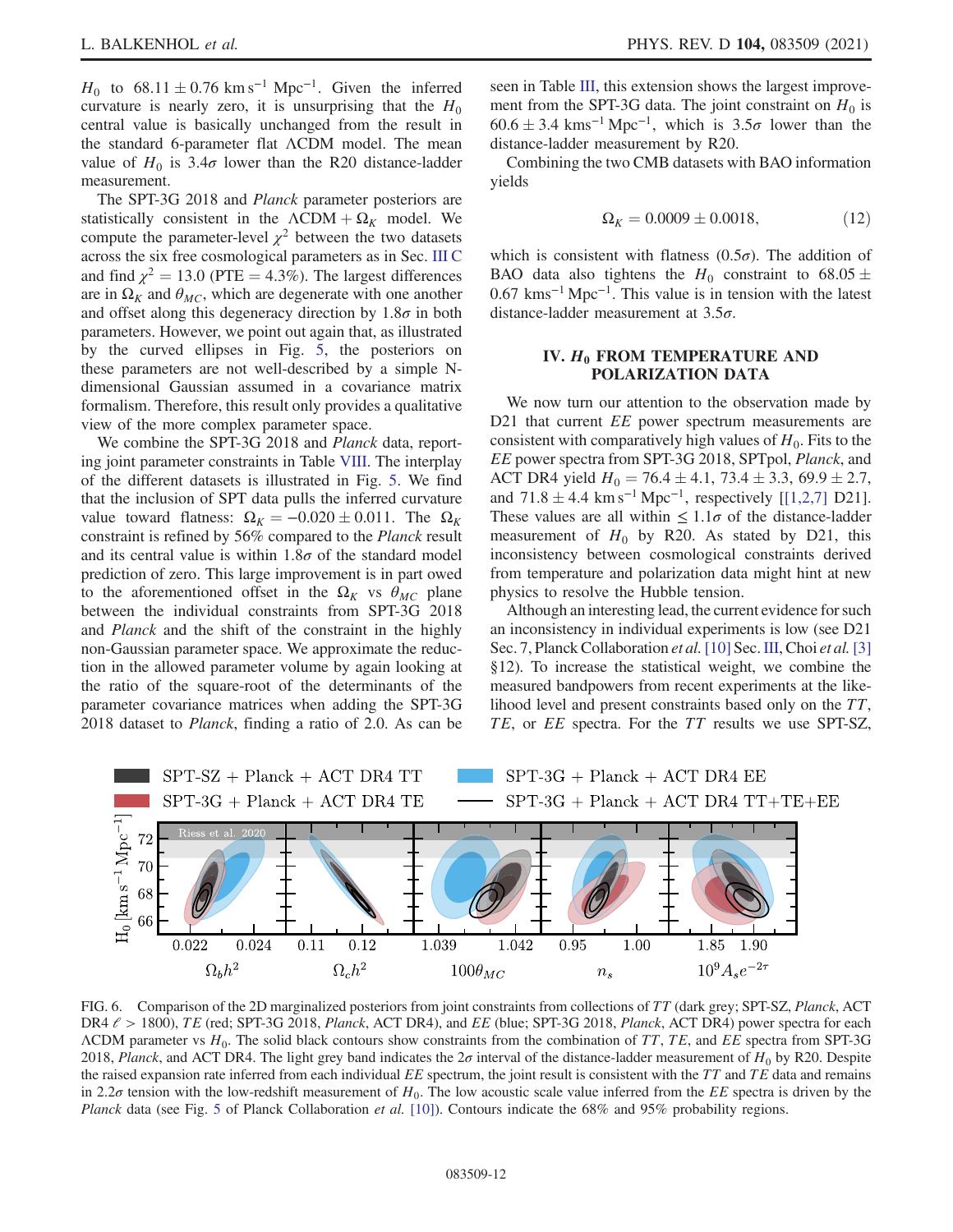$H_0$ to $68.11 \pm 0.76$ km s$^{-1}$ Mpc$^{-1}$. Given the inferred curvature is nearly zero, it is unsurprising that the $H_0$ central value is basically unchanged from the result in the standard 6-parameter flat ΛCDM model. The mean value of $H_0$ is $3.4\sigma$ lower than the R20 distance-ladder measurement.

The SPT-3G 2018 and *Planck* parameter posteriors are statistically consistent in the $\Lambda\text{CDM} + \Omega_K$ model. We compute the parameter-level $\chi^2$ between the two datasets across the six free cosmological parameters as in Sec. III C and find $\chi^2 = 13.0$ (PTE = 4.3%). The largest differences are in $\Omega_K$ and $\theta_{MC}$, which are degenerate with one another and offset along this degeneracy direction by $1.8\sigma$ in both parameters. However, we point out again that, as illustrated by the curved ellipses in Fig. 5, the posteriors on these parameters are not well-described by a simple N-dimensional Gaussian assumed in a covariance matrix formalism. Therefore, this result only provides a qualitative view of the more complex parameter space.

We combine the SPT-3G 2018 and *Planck* data, reporting joint parameter constraints in Table VIII. The interplay of the different datasets is illustrated in Fig. 5. We find that the inclusion of SPT data pulls the inferred curvature value toward flatness: $\Omega_K = -0.020 \pm 0.011$. The $\Omega_K$ constraint is refined by 56% compared to the *Planck* result and its central value is within $1.8\sigma$ of the standard model prediction of zero. This large improvement is in part owed to the aforementioned offset in the $\Omega_K$ vs $\theta_{MC}$ plane between the individual constraints from SPT-3G 2018 and *Planck* and the shift of the constraint in the highly non-Gaussian parameter space. We approximate the reduction in the allowed parameter volume by again looking at the ratio of the square-root of the determinants of the parameter covariance matrices when adding the SPT-3G 2018 dataset to *Planck*, finding a ratio of 2.0. As can be seen in Table III, this extension shows the largest improvement from the SPT-3G data. The joint constraint on $H_0$ is $60.6 \pm 3.4$ kms$^{-1}$ Mpc$^{-1}$, which is $3.5\sigma$ lower than the distance-ladder measurement by R20.

Combining the two CMB datasets with BAO information yields

$$\Omega_K = 0.0009 \pm 0.0018, \tag{12}$$

which is consistent with flatness ($0.5\sigma$). The addition of BAO data also tightens the $H_0$ constraint to $68.05 \pm 0.67$ kms$^{-1}$ Mpc$^{-1}$. This value is in tension with the latest distance-ladder measurement at $3.5\sigma$.

## IV. $H_0$ FROM TEMPERATURE AND POLARIZATION DATA

We now turn our attention to the observation made by D21 that current *EE* power spectrum measurements are consistent with comparatively high values of $H_0$. Fits to the *EE* power spectra from SPT-3G 2018, SPTpol, *Planck*, and ACT DR4 yield $H_0 = 76.4 \pm 4.1$, $73.4 \pm 3.3$, $69.9 \pm 2.7$, and $71.8 \pm 4.4$ km s$^{-1}$ Mpc$^{-1}$, respectively [[1,2,7] D21]. These values are all within $\leq 1.1\sigma$ of the distance-ladder measurement of $H_0$ by R20. As stated by D21, this inconsistency between cosmological constraints derived from temperature and polarization data might hint at new physics to resolve the Hubble tension.

Although an interesting lead, the current evidence for such an inconsistency in individual experiments is low (see D21 Sec. 7, Planck Collaboration *et al.* [10] Sec. III, Choi *et al.* [3] §12). To increase the statistical weight, we combine the measured bandpowers from recent experiments at the likelihood level and present constraints based only on the *TT*, *TE*, or *EE* spectra. For the *TT* results we use SPT-SZ,

FIG. 6. Comparison of the 2D marginalized posteriors from joint constraints from collections of *TT* (dark grey; SPT-SZ, *Planck*, ACT DR4 $\ell > 1800$), *TE* (red; SPT-3G 2018, *Planck*, ACT DR4), and *EE* (blue; SPT-3G 2018, *Planck*, ACT DR4) power spectra for each ΛCDM parameter vs $H_0$. The solid black contours show constraints from the combination of *TT*, *TE*, and *EE* spectra from SPT-3G 2018, *Planck*, and ACT DR4. The light grey band indicates the $2\sigma$ interval of the distance-ladder measurement of $H_0$ by R20. Despite the raised expansion rate inferred from each individual *EE* spectrum, the joint result is consistent with the *TT* and *TE* data and remains in $2.2\sigma$ tension with the low-redshift measurement of $H_0$. The low acoustic scale value inferred from the *EE* spectra is driven by the *Planck* data (see Fig. 5 of Planck Collaboration *et al.* [10]). Contours indicate the 68% and 95% probability regions.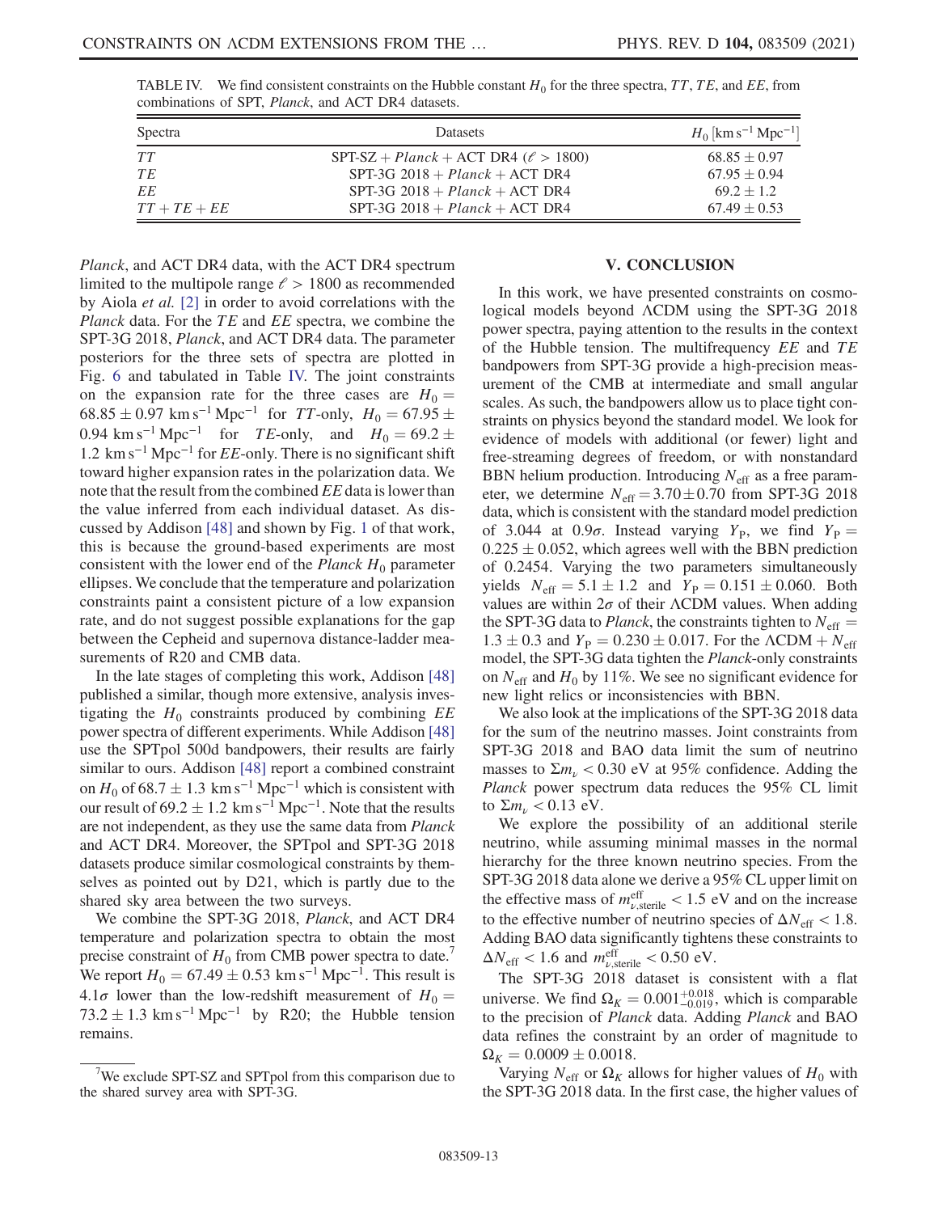TABLE IV. We find consistent constraints on the Hubble constant $H_0$ for the three spectra, $TT$, $TE$, and $EE$, from combinations of SPT, *Planck*, and ACT DR4 datasets.

| Spectra | Datasets | $H_0$ [km s$^{-1}$ Mpc$^{-1}$] |
|---|---|---|
| $TT$ | SPT-SZ + *Planck* + ACT DR4 ($\ell > 1800$) | $68.85 \pm 0.97$ |
| $TE$ | SPT-3G 2018 + *Planck* + ACT DR4 | $67.95 \pm 0.94$ |
| $EE$ | SPT-3G 2018 + *Planck* + ACT DR4 | $69.2 \pm 1.2$ |
| $TT + TE + EE$ | SPT-3G 2018 + *Planck* + ACT DR4 | $67.49 \pm 0.53$ |

*Planck*, and ACT DR4 data, with the ACT DR4 spectrum limited to the multipole range $\ell > 1800$ as recommended by Aiola *et al.* [2] in order to avoid correlations with the *Planck* data. For the $TE$ and $EE$ spectra, we combine the SPT-3G 2018, *Planck*, and ACT DR4 data. The parameter posteriors for the three sets of spectra are plotted in Fig. 6 and tabulated in Table IV. The joint constraints on the expansion rate for the three cases are $H_0 = 68.85 \pm 0.97$ km s$^{-1}$ Mpc$^{-1}$ for $TT$-only, $H_0 = 67.95 \pm 0.94$ km s$^{-1}$ Mpc$^{-1}$ for $TE$-only, and $H_0 = 69.2 \pm 1.2$ km s$^{-1}$ Mpc$^{-1}$ for $EE$-only. There is no significant shift toward higher expansion rates in the polarization data. We note that the result from the combined $EE$ data is lower than the value inferred from each individual dataset. As discussed by Addison [48] and shown by Fig. 1 of that work, this is because the ground-based experiments are most consistent with the lower end of the *Planck* $H_0$ parameter ellipses. We conclude that the temperature and polarization constraints paint a consistent picture of a low expansion rate, and do not suggest possible explanations for the gap between the Cepheid and supernova distance-ladder measurements of R20 and CMB data.

In the late stages of completing this work, Addison [48] published a similar, though more extensive, analysis investigating the $H_0$ constraints produced by combining $EE$ power spectra of different experiments. While Addison [48] use the SPTpol 500d bandpowers, their results are fairly similar to ours. Addison [48] report a combined constraint on $H_0$ of $68.7 \pm 1.3$ km s$^{-1}$ Mpc$^{-1}$ which is consistent with our result of $69.2 \pm 1.2$ km s$^{-1}$ Mpc$^{-1}$. Note that the results are not independent, as they use the same data from *Planck* and ACT DR4. Moreover, the SPTpol and SPT-3G 2018 datasets produce similar cosmological constraints by themselves as pointed out by D21, which is partly due to the shared sky area between the two surveys.

We combine the SPT-3G 2018, *Planck*, and ACT DR4 temperature and polarization spectra to obtain the most precise constraint of $H_0$ from CMB power spectra to date.[7] We report $H_0 = 67.49 \pm 0.53$ km s$^{-1}$ Mpc$^{-1}$. This result is $4.1\sigma$ lower than the low-redshift measurement of $H_0 = 73.2 \pm 1.3$ km s$^{-1}$ Mpc$^{-1}$ by R20; the Hubble tension remains.

[7] We exclude SPT-SZ and SPTpol from this comparison due to the shared survey area with SPT-3G.

## V. CONCLUSION

In this work, we have presented constraints on cosmological models beyond ΛCDM using the SPT-3G 2018 power spectra, paying attention to the results in the context of the Hubble tension. The multifrequency $EE$ and $TE$ bandpowers from SPT-3G provide a high-precision measurement of the CMB at intermediate and small angular scales. As such, the bandpowers allow us to place tight constraints on physics beyond the standard model. We look for evidence of models with additional (or fewer) light and free-streaming degrees of freedom, or with nonstandard BBN helium production. Introducing $N_{\mathrm{eff}}$ as a free parameter, we determine $N_{\mathrm{eff}} = 3.70 \pm 0.70$ from SPT-3G 2018 data, which is consistent with the standard model prediction of 3.044 at $0.9\sigma$. Instead varying $Y_{\mathrm{P}}$, we find $Y_{\mathrm{P}} = 0.225 \pm 0.052$, which agrees well with the BBN prediction of 0.2454. Varying the two parameters simultaneously yields $N_{\mathrm{eff}} = 5.1 \pm 1.2$ and $Y_{\mathrm{P}} = 0.151 \pm 0.060$. Both values are within $2\sigma$ of their ΛCDM values. When adding the SPT-3G data to *Planck*, the constraints tighten to $N_{\mathrm{eff}} = 1.3 \pm 0.3$ and $Y_{\mathrm{P}} = 0.230 \pm 0.017$. For the $\Lambda\mathrm{CDM} + N_{\mathrm{eff}}$ model, the SPT-3G data tighten the *Planck*-only constraints on $N_{\mathrm{eff}}$ and $H_0$ by 11%. We see no significant evidence for new light relics or inconsistencies with BBN.

We also look at the implications of the SPT-3G 2018 data for the sum of the neutrino masses. Joint constraints from SPT-3G 2018 and BAO data limit the sum of neutrino masses to $\Sigma m_\nu < 0.30$ eV at 95% confidence. Adding the *Planck* power spectrum data reduces the 95% CL limit to $\Sigma m_\nu < 0.13$ eV.

We explore the possibility of an additional sterile neutrino, while assuming minimal masses in the normal hierarchy for the three known neutrino species. From the SPT-3G 2018 data alone we derive a 95% CL upper limit on the effective mass of $m^{\mathrm{eff}}_{\nu,\mathrm{sterile}} < 1.5$ eV and on the increase to the effective number of neutrino species of $\Delta N_{\mathrm{eff}} < 1.8$. Adding BAO data significantly tightens these constraints to $\Delta N_{\mathrm{eff}} < 1.6$ and $m^{\mathrm{eff}}_{\nu,\mathrm{sterile}} < 0.50$ eV.

The SPT-3G 2018 dataset is consistent with a flat universe. We find $\Omega_K = 0.001^{+0.018}_{-0.019}$, which is comparable to the precision of *Planck* data. Adding *Planck* and BAO data refines the constraint by an order of magnitude to $\Omega_K = 0.0009 \pm 0.0018$.

Varying $N_{\mathrm{eff}}$ or $\Omega_K$ allows for higher values of $H_0$ with the SPT-3G 2018 data. In the first case, the higher values of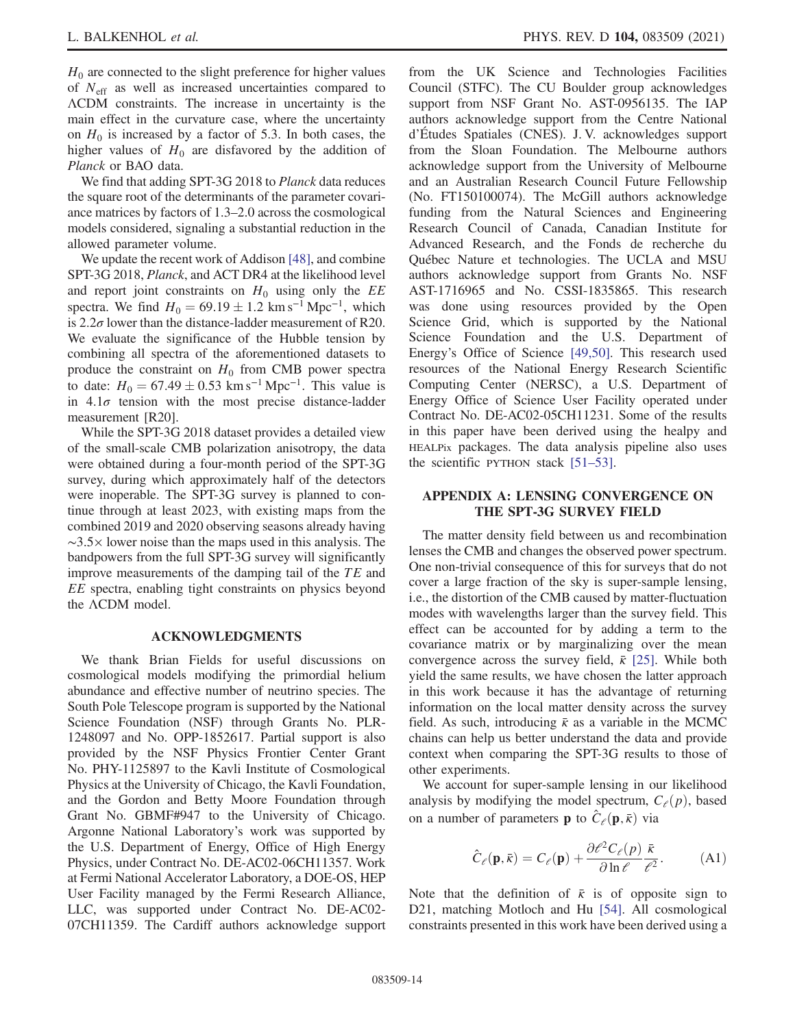$H_0$ are connected to the slight preference for higher values of $N_{\rm eff}$ as well as increased uncertainties compared to ΛCDM constraints. The increase in uncertainty is the main effect in the curvature case, where the uncertainty on $H_0$ is increased by a factor of 5.3. In both cases, the higher values of $H_0$ are disfavored by the addition of *Planck* or BAO data.

We find that adding SPT-3G 2018 to *Planck* data reduces the square root of the determinants of the parameter covariance matrices by factors of 1.3–2.0 across the cosmological models considered, signaling a substantial reduction in the allowed parameter volume.

We update the recent work of Addison [48], and combine SPT-3G 2018, *Planck*, and ACT DR4 at the likelihood level and report joint constraints on $H_0$ using only the $EE$ spectra. We find $H_0 = 69.19 \pm 1.2\ \mathrm{km\,s^{-1}\,Mpc^{-1}}$, which is $2.2\sigma$ lower than the distance-ladder measurement of R20. We evaluate the significance of the Hubble tension by combining all spectra of the aforementioned datasets to produce the constraint on $H_0$ from CMB power spectra to date: $H_0 = 67.49 \pm 0.53\ \mathrm{km\,s^{-1}\,Mpc^{-1}}$. This value is in $4.1\sigma$ tension with the most precise distance-ladder measurement [R20].

While the SPT-3G 2018 dataset provides a detailed view of the small-scale CMB polarization anisotropy, the data were obtained during a four-month period of the SPT-3G survey, during which approximately half of the detectors were inoperable. The SPT-3G survey is planned to continue through at least 2023, with existing maps from the combined 2019 and 2020 observing seasons already having $\sim 3.5\times$ lower noise than the maps used in this analysis. The bandpowers from the full SPT-3G survey will significantly improve measurements of the damping tail of the $TE$ and $EE$ spectra, enabling tight constraints on physics beyond the ΛCDM model.

## ACKNOWLEDGMENTS

We thank Brian Fields for useful discussions on cosmological models modifying the primordial helium abundance and effective number of neutrino species. The South Pole Telescope program is supported by the National Science Foundation (NSF) through Grants No. PLR-1248097 and No. OPP-1852617. Partial support is also provided by the NSF Physics Frontier Center Grant No. PHY-1125897 to the Kavli Institute of Cosmological Physics at the University of Chicago, the Kavli Foundation, and the Gordon and Betty Moore Foundation through Grant No. GBMF#947 to the University of Chicago. Argonne National Laboratory's work was supported by the U.S. Department of Energy, Office of High Energy Physics, under Contract No. DE-AC02-06CH11357. Work at Fermi National Accelerator Laboratory, a DOE-OS, HEP User Facility managed by the Fermi Research Alliance, LLC, was supported under Contract No. DE-AC02-07CH11359. The Cardiff authors acknowledge support from the UK Science and Technologies Facilities Council (STFC). The CU Boulder group acknowledges support from NSF Grant No. AST-0956135. The IAP authors acknowledge support from the Centre National d'Études Spatiales (CNES). J. V. acknowledges support from the Sloan Foundation. The Melbourne authors acknowledge support from the University of Melbourne and an Australian Research Council Future Fellowship (No. FT150100074). The McGill authors acknowledge funding from the Natural Sciences and Engineering Research Council of Canada, Canadian Institute for Advanced Research, and the Fonds de recherche du Québec Nature et technologies. The UCLA and MSU authors acknowledge support from Grants No. NSF AST-1716965 and No. CSSI-1835865. This research was done using resources provided by the Open Science Grid, which is supported by the National Science Foundation and the U.S. Department of Energy's Office of Science [49,50]. This research used resources of the National Energy Research Scientific Computing Center (NERSC), a U.S. Department of Energy Office of Science User Facility operated under Contract No. DE-AC02-05CH11231. Some of the results in this paper have been derived using the healpy and HEALPix packages. The data analysis pipeline also uses the scientific PYTHON stack [51–53].

## APPENDIX A: LENSING CONVERGENCE ON THE SPT-3G SURVEY FIELD

The matter density field between us and recombination lenses the CMB and changes the observed power spectrum. One non-trivial consequence of this for surveys that do not cover a large fraction of the sky is super-sample lensing, i.e., the distortion of the CMB caused by matter-fluctuation modes with wavelengths larger than the survey field. This effect can be accounted for by adding a term to the covariance matrix or by marginalizing over the mean convergence across the survey field, $\bar{\kappa}$ [25]. While both yield the same results, we have chosen the latter approach in this work because it has the advantage of returning information on the local matter density across the survey field. As such, introducing $\bar{\kappa}$ as a variable in the MCMC chains can help us better understand the data and provide context when comparing the SPT-3G results to those of other experiments.

We account for super-sample lensing in our likelihood analysis by modifying the model spectrum, $C_\ell(p)$, based on a number of parameters $\mathbf{p}$ to $\hat{C}_\ell(\mathbf{p}, \bar{\kappa})$ via

$$\hat{C}_\ell(\mathbf{p}, \bar{\kappa}) = C_\ell(\mathbf{p}) + \frac{\partial \ell^2 C_\ell(p)}{\partial \ln \ell} \frac{\bar{\kappa}}{\ell^2}. \tag{A1}$$

Note that the definition of $\bar{\kappa}$ is of opposite sign to D21, matching Motloch and Hu [54]. All cosmological constraints presented in this work have been derived using a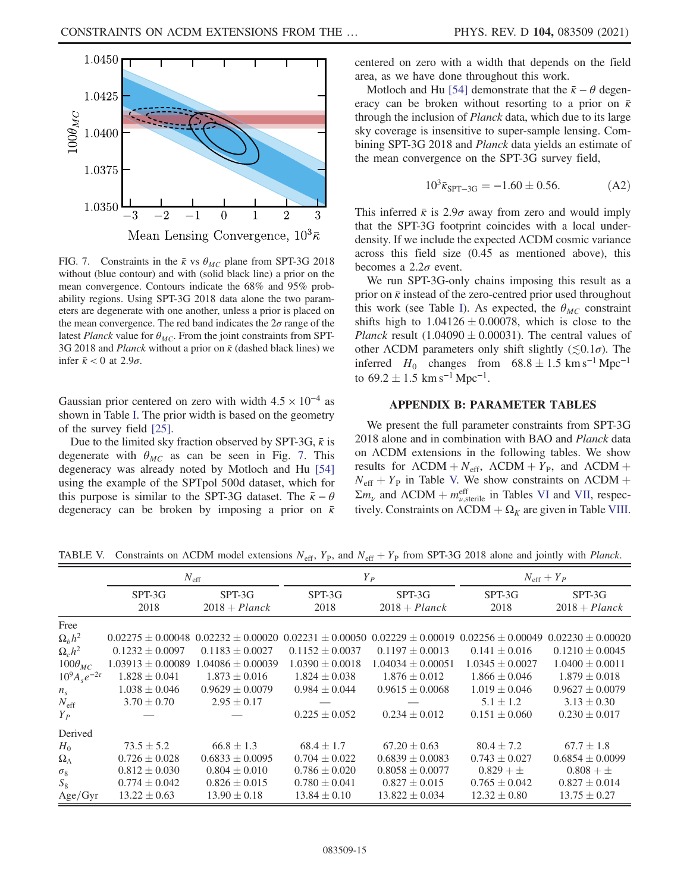FIG. 7. Constraints in the $\bar{\kappa}$ vs $\theta_{MC}$ plane from SPT-3G 2018 without (blue contour) and with (solid black line) a prior on the mean convergence. Contours indicate the 68% and 95% probability regions. Using SPT-3G 2018 data alone the two parameters are degenerate with one another, unless a prior is placed on the mean convergence. The red band indicates the $2\sigma$ range of the latest *Planck* value for $\theta_{MC}$. From the joint constraints from SPT-3G 2018 and *Planck* without a prior on $\bar{\kappa}$ (dashed black lines) we infer $\bar{\kappa} < 0$ at $2.9\sigma$.

Gaussian prior centered on zero with width $4.5 \times 10^{-4}$ as shown in Table I. The prior width is based on the geometry of the survey field [25].

Due to the limited sky fraction observed by SPT-3G, $\bar{\kappa}$ is degenerate with $\theta_{MC}$ as can be seen in Fig. 7. This degeneracy was already noted by Motloch and Hu [54] using the example of the SPTpol 500d dataset, which for this purpose is similar to the SPT-3G dataset. The $\bar{\kappa} - \theta$ degeneracy can be broken by imposing a prior on $\bar{\kappa}$ centered on zero with a width that depends on the field area, as we have done throughout this work.

Motloch and Hu [54] demonstrate that the $\bar{\kappa} - \theta$ degeneracy can be broken without resorting to a prior on $\bar{\kappa}$ through the inclusion of *Planck* data, which due to its large sky coverage is insensitive to super-sample lensing. Combining SPT-3G 2018 and *Planck* data yields an estimate of the mean convergence on the SPT-3G survey field,

$$10^3 \bar{\kappa}_{\text{SPT-3G}} = -1.60 \pm 0.56. \tag{A2}$$

This inferred $\bar{\kappa}$ is $2.9\sigma$ away from zero and would imply that the SPT-3G footprint coincides with a local underdensity. If we include the expected $\Lambda$CDM cosmic variance across this field size (0.45 as mentioned above), this becomes a $2.2\sigma$ event.

We run SPT-3G-only chains imposing this result as a prior on $\bar{\kappa}$ instead of the zero-centred prior used throughout this work (see Table I). As expected, the $\theta_{MC}$ constraint shifts high to $1.04126 \pm 0.00078$, which is close to the *Planck* result ($1.04090 \pm 0.00031$). The central values of other $\Lambda$CDM parameters only shift slightly ($\lesssim 0.1\sigma$). The inferred $H_0$ changes from $68.8 \pm 1.5\ \text{km}\,\text{s}^{-1}\,\text{Mpc}^{-1}$ to $69.2 \pm 1.5\ \text{km}\,\text{s}^{-1}\,\text{Mpc}^{-1}$.

## APPENDIX B: PARAMETER TABLES

We present the full parameter constraints from SPT-3G 2018 alone and in combination with BAO and *Planck* data on $\Lambda$CDM extensions in the following tables. We show results for $\Lambda\text{CDM} + N_{\text{eff}}$, $\Lambda\text{CDM} + Y_{\text{P}}$, and $\Lambda\text{CDM} + N_{\text{eff}} + Y_{\text{P}}$ in Table V. We show constraints on $\Lambda\text{CDM} + \Sigma m_\nu$ and $\Lambda\text{CDM} + m^{\text{eff}}_{\nu,\text{sterile}}$ in Tables VI and VII, respectively. Constraints on $\Lambda\text{CDM} + \Omega_K$ are given in Table VIII.

TABLE V. Constraints on $\Lambda$CDM model extensions $N_{\text{eff}}$, $Y_{\text{P}}$, and $N_{\text{eff}} + Y_{\text{P}}$ from SPT-3G 2018 alone and jointly with *Planck*.

| | $N_{\text{eff}}$ | | $Y_P$ | | $N_{\text{eff}} + Y_P$ | |
|---|---|---|---|---|---|---|
| | SPT-3G 2018 | SPT-3G 2018 + *Planck* | SPT-3G 2018 | SPT-3G 2018 + *Planck* | SPT-3G 2018 | SPT-3G 2018 + *Planck* |
| Free | | | | | | |
| $\Omega_b h^2$ | $0.02275 \pm 0.00048$ | $0.02232 \pm 0.00020$ | $0.02231 \pm 0.00050$ | $0.02229 \pm 0.00019$ | $0.02256 \pm 0.00049$ | $0.02230 \pm 0.00020$ |
| $\Omega_c h^2$ | $0.1232 \pm 0.0097$ | $0.1183 \pm 0.0027$ | $0.1152 \pm 0.0037$ | $0.1197 \pm 0.0013$ | $0.141 \pm 0.016$ | $0.1210 \pm 0.0045$ |
| $100\theta_{MC}$ | $1.03913 \pm 0.00089$ | $1.04086 \pm 0.00039$ | $1.0390 \pm 0.0018$ | $1.04034 \pm 0.00051$ | $1.0345 \pm 0.0027$ | $1.0400 \pm 0.0011$ |
| $10^9 A_s e^{-2\tau}$ | $1.828 \pm 0.041$ | $1.873 \pm 0.016$ | $1.824 \pm 0.038$ | $1.876 \pm 0.012$ | $1.866 \pm 0.046$ | $1.879 \pm 0.018$ |
| $n_s$ | $1.038 \pm 0.046$ | $0.9629 \pm 0.0079$ | $0.984 \pm 0.044$ | $0.9615 \pm 0.0068$ | $1.019 \pm 0.046$ | $0.9627 \pm 0.0079$ |
| $N_{\text{eff}}$ | $3.70 \pm 0.70$ | $2.95 \pm 0.17$ | — | — | $5.1 \pm 1.2$ | $3.13 \pm 0.30$ |
| $Y_P$ | — | — | $0.225 \pm 0.052$ | $0.234 \pm 0.012$ | $0.151 \pm 0.060$ | $0.230 \pm 0.017$ |
| Derived | | | | | | |
| $H_0$ | $73.5 \pm 5.2$ | $66.8 \pm 1.3$ | $68.4 \pm 1.7$ | $67.20 \pm 0.63$ | $80.4 \pm 7.2$ | $67.7 \pm 1.8$ |
| $\Omega_\Lambda$ | $0.726 \pm 0.028$ | $0.6833 \pm 0.0095$ | $0.704 \pm 0.022$ | $0.6839 \pm 0.0083$ | $0.743 \pm 0.027$ | $0.6854 \pm 0.0099$ |
| $\sigma_8$ | $0.812 \pm 0.030$ | $0.804 \pm 0.010$ | $0.786 \pm 0.020$ | $0.8058 \pm 0.0077$ | $0.829 + \pm$ | $0.808 + \pm$ |
| $S_8$ | $0.774 \pm 0.042$ | $0.826 \pm 0.015$ | $0.780 \pm 0.041$ | $0.827 \pm 0.015$ | $0.765 \pm 0.042$ | $0.827 \pm 0.014$ |
| Age/Gyr | $13.22 \pm 0.63$ | $13.90 \pm 0.18$ | $13.84 \pm 0.10$ | $13.822 \pm 0.034$ | $12.32 \pm 0.80$ | $13.75 \pm 0.27$ |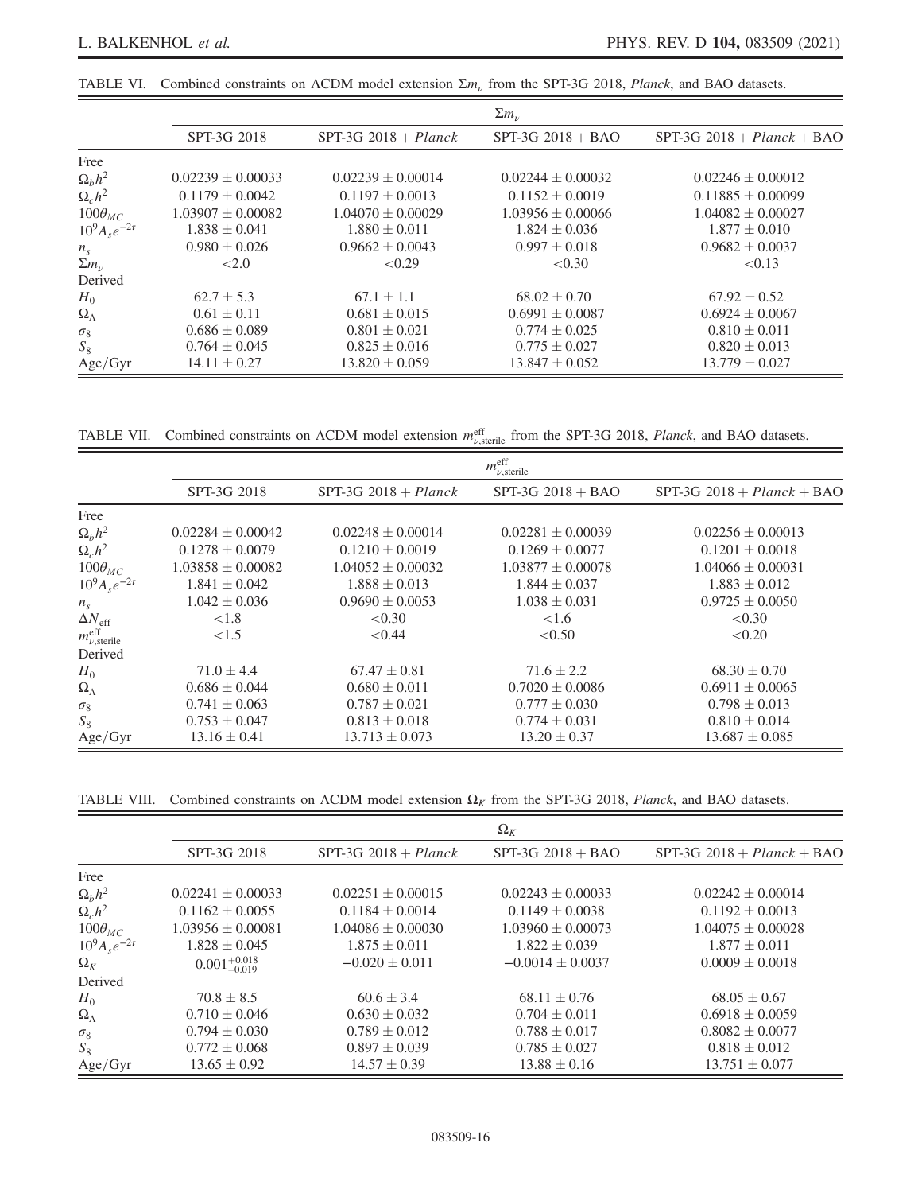TABLE VI. Combined constraints on ΛCDM model extension $\Sigma m_\nu$ from the SPT-3G 2018, *Planck*, and BAO datasets.

| | $\Sigma m_\nu$ | | | |
|---|---|---|---|---|
| | SPT-3G 2018 | SPT-3G 2018 + *Planck* | SPT-3G 2018 + BAO | SPT-3G 2018 + *Planck* + BAO |
| Free | | | | |
| $\Omega_b h^2$ | $0.02239 \pm 0.00033$ | $0.02239 \pm 0.00014$ | $0.02244 \pm 0.00032$ | $0.02246 \pm 0.00012$ |
| $\Omega_c h^2$ | $0.1179 \pm 0.0042$ | $0.1197 \pm 0.0013$ | $0.1152 \pm 0.0019$ | $0.11885 \pm 0.00099$ |
| $100\theta_{MC}$ | $1.03907 \pm 0.00082$ | $1.04070 \pm 0.00029$ | $1.03956 \pm 0.00066$ | $1.04082 \pm 0.00027$ |
| $10^9 A_s e^{-2\tau}$ | $1.838 \pm 0.041$ | $1.880 \pm 0.011$ | $1.824 \pm 0.036$ | $1.877 \pm 0.010$ |
| $n_s$ | $0.980 \pm 0.026$ | $0.9662 \pm 0.0043$ | $0.997 \pm 0.018$ | $0.9682 \pm 0.0037$ |
| $\Sigma m_\nu$ | $<2.0$ | $<0.29$ | $<0.30$ | $<0.13$ |
| Derived | | | | |
| $H_0$ | $62.7 \pm 5.3$ | $67.1 \pm 1.1$ | $68.02 \pm 0.70$ | $67.92 \pm 0.52$ |
| $\Omega_\Lambda$ | $0.61 \pm 0.11$ | $0.681 \pm 0.015$ | $0.6991 \pm 0.0087$ | $0.6924 \pm 0.0067$ |
| $\sigma_8$ | $0.686 \pm 0.089$ | $0.801 \pm 0.021$ | $0.774 \pm 0.025$ | $0.810 \pm 0.011$ |
| $S_8$ | $0.764 \pm 0.045$ | $0.825 \pm 0.016$ | $0.775 \pm 0.027$ | $0.820 \pm 0.013$ |
| Age/Gyr | $14.11 \pm 0.27$ | $13.820 \pm 0.059$ | $13.847 \pm 0.052$ | $13.779 \pm 0.027$ |

TABLE VII. Combined constraints on ΛCDM model extension $m^{\mathrm{eff}}_{\nu,\mathrm{sterile}}$ from the SPT-3G 2018, *Planck*, and BAO datasets.

| | $m^{\mathrm{eff}}_{\nu,\mathrm{sterile}}$ | | | |
|---|---|---|---|---|
| | SPT-3G 2018 | SPT-3G 2018 + *Planck* | SPT-3G 2018 + BAO | SPT-3G 2018 + *Planck* + BAO |
| Free | | | | |
| $\Omega_b h^2$ | $0.02284 \pm 0.00042$ | $0.02248 \pm 0.00014$ | $0.02281 \pm 0.00039$ | $0.02256 \pm 0.00013$ |
| $\Omega_c h^2$ | $0.1278 \pm 0.0079$ | $0.1210 \pm 0.0019$ | $0.1269 \pm 0.0077$ | $0.1201 \pm 0.0018$ |
| $100\theta_{MC}$ | $1.03858 \pm 0.00082$ | $1.04052 \pm 0.00032$ | $1.03877 \pm 0.00078$ | $1.04066 \pm 0.00031$ |
| $10^9 A_s e^{-2\tau}$ | $1.841 \pm 0.042$ | $1.888 \pm 0.013$ | $1.844 \pm 0.037$ | $1.883 \pm 0.012$ |
| $n_s$ | $1.042 \pm 0.036$ | $0.9690 \pm 0.0053$ | $1.038 \pm 0.031$ | $0.9725 \pm 0.0050$ |
| $\Delta N_{\mathrm{eff}}$ | $<1.8$ | $<0.30$ | $<1.6$ | $<0.30$ |
| $m^{\mathrm{eff}}_{\nu,\mathrm{sterile}}$ | $<1.5$ | $<0.44$ | $<0.50$ | $<0.20$ |
| Derived | | | | |
| $H_0$ | $71.0 \pm 4.4$ | $67.47 \pm 0.81$ | $71.6 \pm 2.2$ | $68.30 \pm 0.70$ |
| $\Omega_\Lambda$ | $0.686 \pm 0.044$ | $0.680 \pm 0.011$ | $0.7020 \pm 0.0086$ | $0.6911 \pm 0.0065$ |
| $\sigma_8$ | $0.741 \pm 0.063$ | $0.787 \pm 0.021$ | $0.777 \pm 0.030$ | $0.798 \pm 0.013$ |
| $S_8$ | $0.753 \pm 0.047$ | $0.813 \pm 0.018$ | $0.774 \pm 0.031$ | $0.810 \pm 0.014$ |
| Age/Gyr | $13.16 \pm 0.41$ | $13.713 \pm 0.073$ | $13.20 \pm 0.37$ | $13.687 \pm 0.085$ |

TABLE VIII. Combined constraints on ΛCDM model extension $\Omega_K$ from the SPT-3G 2018, *Planck*, and BAO datasets.

| | $\Omega_K$ | | | |
|---|---|---|---|---|
| | SPT-3G 2018 | SPT-3G 2018 + *Planck* | SPT-3G 2018 + BAO | SPT-3G 2018 + *Planck* + BAO |
| Free | | | | |
| $\Omega_b h^2$ | $0.02241 \pm 0.00033$ | $0.02251 \pm 0.00015$ | $0.02243 \pm 0.00033$ | $0.02242 \pm 0.00014$ |
| $\Omega_c h^2$ | $0.1162 \pm 0.0055$ | $0.1184 \pm 0.0014$ | $0.1149 \pm 0.0038$ | $0.1192 \pm 0.0013$ |
| $100\theta_{MC}$ | $1.03956 \pm 0.00081$ | $1.04086 \pm 0.00030$ | $1.03960 \pm 0.00073$ | $1.04075 \pm 0.00028$ |
| $10^9 A_s e^{-2\tau}$ | $1.828 \pm 0.045$ | $1.875 \pm 0.011$ | $1.822 \pm 0.039$ | $1.877 \pm 0.011$ |
| $\Omega_K$ | $0.001^{+0.018}_{-0.019}$ | $-0.020 \pm 0.011$ | $-0.0014 \pm 0.0037$ | $0.0009 \pm 0.0018$ |
| Derived | | | | |
| $H_0$ | $70.8 \pm 8.5$ | $60.6 \pm 3.4$ | $68.11 \pm 0.76$ | $68.05 \pm 0.67$ |
| $\Omega_\Lambda$ | $0.710 \pm 0.046$ | $0.630 \pm 0.032$ | $0.704 \pm 0.011$ | $0.6918 \pm 0.0059$ |
| $\sigma_8$ | $0.794 \pm 0.030$ | $0.789 \pm 0.012$ | $0.788 \pm 0.017$ | $0.8082 \pm 0.0077$ |
| $S_8$ | $0.772 \pm 0.068$ | $0.897 \pm 0.039$ | $0.785 \pm 0.027$ | $0.818 \pm 0.012$ |
| Age/Gyr | $13.65 \pm 0.92$ | $14.57 \pm 0.39$ | $13.88 \pm 0.16$ | $13.751 \pm 0.077$ |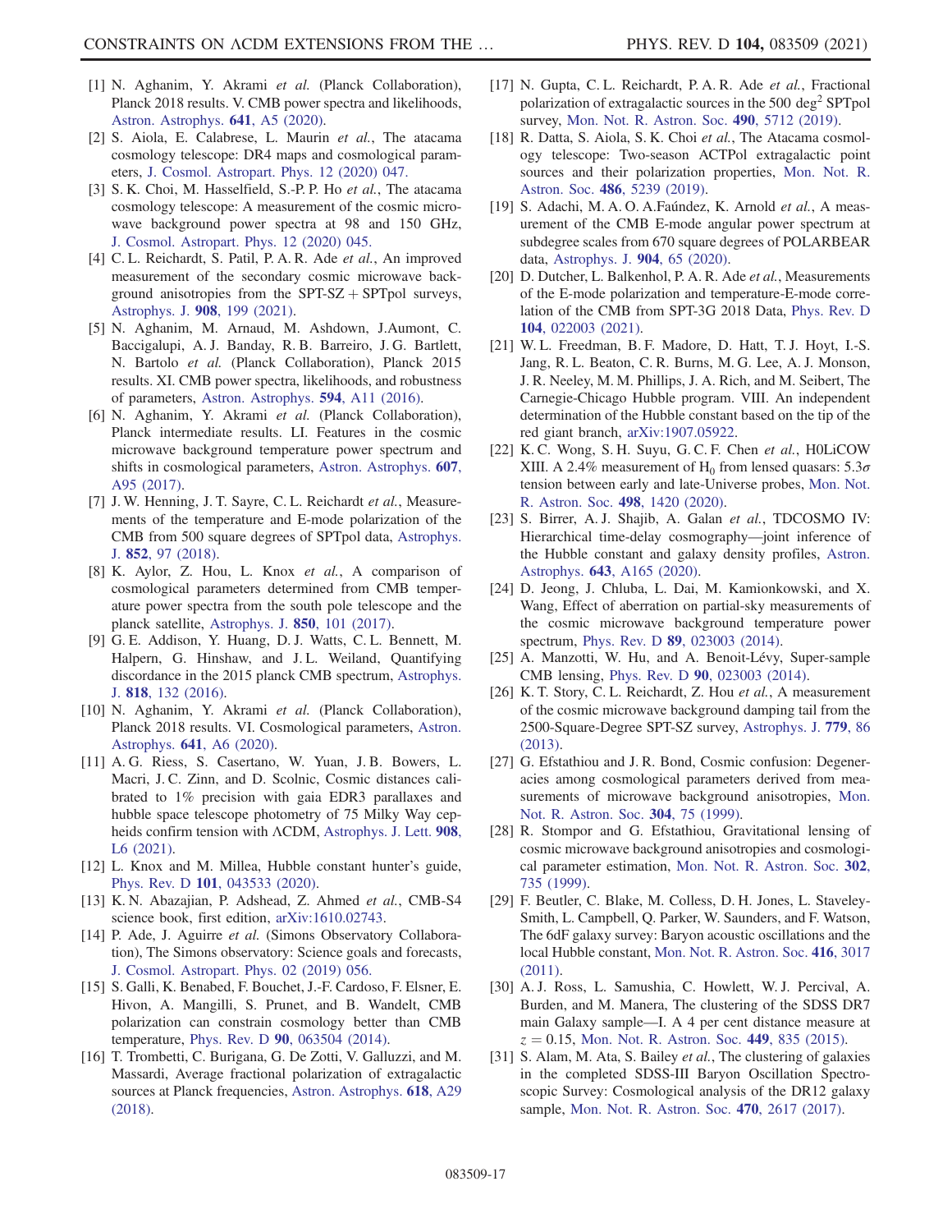[1] N. Aghanim, Y. Akrami *et al.* (Planck Collaboration), Planck 2018 results. V. CMB power spectra and likelihoods, Astron. Astrophys. **641**, A5 (2020).

[2] S. Aiola, E. Calabrese, L. Maurin *et al.*, The atacama cosmology telescope: DR4 maps and cosmological parameters, J. Cosmol. Astropart. Phys. 12 (2020) 047.

[3] S. K. Choi, M. Hasselfield, S.-P. P. Ho *et al.*, The atacama cosmology telescope: A measurement of the cosmic microwave background power spectra at 98 and 150 GHz, J. Cosmol. Astropart. Phys. 12 (2020) 045.

[4] C. L. Reichardt, S. Patil, P. A. R. Ade *et al.*, An improved measurement of the secondary cosmic microwave background anisotropies from the SPT-SZ + SPTpol surveys, Astrophys. J. **908**, 199 (2021).

[5] N. Aghanim, M. Arnaud, M. Ashdown, J.Aumont, C. Baccigalupi, A. J. Banday, R. B. Barreiro, J. G. Bartlett, N. Bartolo *et al.* (Planck Collaboration), Planck 2015 results. XI. CMB power spectra, likelihoods, and robustness of parameters, Astron. Astrophys. **594**, A11 (2016).

[6] N. Aghanim, Y. Akrami *et al.* (Planck Collaboration), Planck intermediate results. LI. Features in the cosmic microwave background temperature power spectrum and shifts in cosmological parameters, Astron. Astrophys. **607**, A95 (2017).

[7] J. W. Henning, J. T. Sayre, C. L. Reichardt *et al.*, Measurements of the temperature and E-mode polarization of the CMB from 500 square degrees of SPTpol data, Astrophys. J. **852**, 97 (2018).

[8] K. Aylor, Z. Hou, L. Knox *et al.*, A comparison of cosmological parameters determined from CMB temperature power spectra from the south pole telescope and the planck satellite, Astrophys. J. **850**, 101 (2017).

[9] G. E. Addison, Y. Huang, D. J. Watts, C. L. Bennett, M. Halpern, G. Hinshaw, and J. L. Weiland, Quantifying discordance in the 2015 planck CMB spectrum, Astrophys. J. **818**, 132 (2016).

[10] N. Aghanim, Y. Akrami *et al.* (Planck Collaboration), Planck 2018 results. VI. Cosmological parameters, Astron. Astrophys. **641**, A6 (2020).

[11] A. G. Riess, S. Casertano, W. Yuan, J. B. Bowers, L. Macri, J. C. Zinn, and D. Scolnic, Cosmic distances calibrated to 1% precision with gaia EDR3 parallaxes and hubble space telescope photometry of 75 Milky Way cepheids confirm tension with ΛCDM, Astrophys. J. Lett. **908**, L6 (2021).

[12] L. Knox and M. Millea, Hubble constant hunter's guide, Phys. Rev. D **101**, 043533 (2020).

[13] K. N. Abazajian, P. Adshead, Z. Ahmed *et al.*, CMB-S4 science book, first edition, arXiv:1610.02743.

[14] P. Ade, J. Aguirre *et al.* (Simons Observatory Collaboration), The Simons observatory: Science goals and forecasts, J. Cosmol. Astropart. Phys. 02 (2019) 056.

[15] S. Galli, K. Benabed, F. Bouchet, J.-F. Cardoso, F. Elsner, E. Hivon, A. Mangilli, S. Prunet, and B. Wandelt, CMB polarization can constrain cosmology better than CMB temperature, Phys. Rev. D **90**, 063504 (2014).

[16] T. Trombetti, C. Burigana, G. De Zotti, V. Galluzzi, and M. Massardi, Average fractional polarization of extragalactic sources at Planck frequencies, Astron. Astrophys. **618**, A29 (2018).

[17] N. Gupta, C. L. Reichardt, P. A. R. Ade *et al.*, Fractional polarization of extragalactic sources in the 500 deg$^2$ SPTpol survey, Mon. Not. R. Astron. Soc. **490**, 5712 (2019).

[18] R. Datta, S. Aiola, S. K. Choi *et al.*, The Atacama cosmology telescope: Two-season ACTPol extragalactic point sources and their polarization properties, Mon. Not. R. Astron. Soc. **486**, 5239 (2019).

[19] S. Adachi, M. A. O. A.Faúndez, K. Arnold *et al.*, A measurement of the CMB E-mode angular power spectrum at subdegree scales from 670 square degrees of POLARBEAR data, Astrophys. J. **904**, 65 (2020).

[20] D. Dutcher, L. Balkenhol, P. A. R. Ade *et al.*, Measurements of the E-mode polarization and temperature-E-mode correlation of the CMB from SPT-3G 2018 Data, Phys. Rev. D **104**, 022003 (2021).

[21] W. L. Freedman, B. F. Madore, D. Hatt, T. J. Hoyt, I.-S. Jang, R. L. Beaton, C. R. Burns, M. G. Lee, A. J. Monson, J. R. Neeley, M. M. Phillips, J. A. Rich, and M. Seibert, The Carnegie-Chicago Hubble program. VIII. An independent determination of the Hubble constant based on the tip of the red giant branch, arXiv:1907.05922.

[22] K. C. Wong, S. H. Suyu, G. C. F. Chen *et al.*, H0LiCOW XIII. A 2.4% measurement of $H_0$ from lensed quasars: $5.3\sigma$ tension between early and late-Universe probes, Mon. Not. R. Astron. Soc. **498**, 1420 (2020).

[23] S. Birrer, A. J. Shajib, A. Galan *et al.*, TDCOSMO IV: Hierarchical time-delay cosmography—joint inference of the Hubble constant and galaxy density profiles, Astron. Astrophys. **643**, A165 (2020).

[24] D. Jeong, J. Chluba, L. Dai, M. Kamionkowski, and X. Wang, Effect of aberration on partial-sky measurements of the cosmic microwave background temperature power spectrum, Phys. Rev. D **89**, 023003 (2014).

[25] A. Manzotti, W. Hu, and A. Benoit-Lévy, Super-sample CMB lensing, Phys. Rev. D **90**, 023003 (2014).

[26] K. T. Story, C. L. Reichardt, Z. Hou *et al.*, A measurement of the cosmic microwave background damping tail from the 2500-Square-Degree SPT-SZ survey, Astrophys. J. **779**, 86 (2013).

[27] G. Efstathiou and J. R. Bond, Cosmic confusion: Degeneracies among cosmological parameters derived from measurements of microwave background anisotropies, Mon. Not. R. Astron. Soc. **304**, 75 (1999).

[28] R. Stompor and G. Efstathiou, Gravitational lensing of cosmic microwave background anisotropies and cosmological parameter estimation, Mon. Not. R. Astron. Soc. **302**, 735 (1999).

[29] F. Beutler, C. Blake, M. Colless, D. H. Jones, L. Staveley-Smith, L. Campbell, Q. Parker, W. Saunders, and F. Watson, The 6dF galaxy survey: Baryon acoustic oscillations and the local Hubble constant, Mon. Not. R. Astron. Soc. **416**, 3017 (2011).

[30] A. J. Ross, L. Samushia, C. Howlett, W. J. Percival, A. Burden, and M. Manera, The clustering of the SDSS DR7 main Galaxy sample—I. A 4 per cent distance measure at $z = 0.15$, Mon. Not. R. Astron. Soc. **449**, 835 (2015).

[31] S. Alam, M. Ata, S. Bailey *et al.*, The clustering of galaxies in the completed SDSS-III Baryon Oscillation Spectroscopic Survey: Cosmological analysis of the DR12 galaxy sample, Mon. Not. R. Astron. Soc. **470**, 2617 (2017).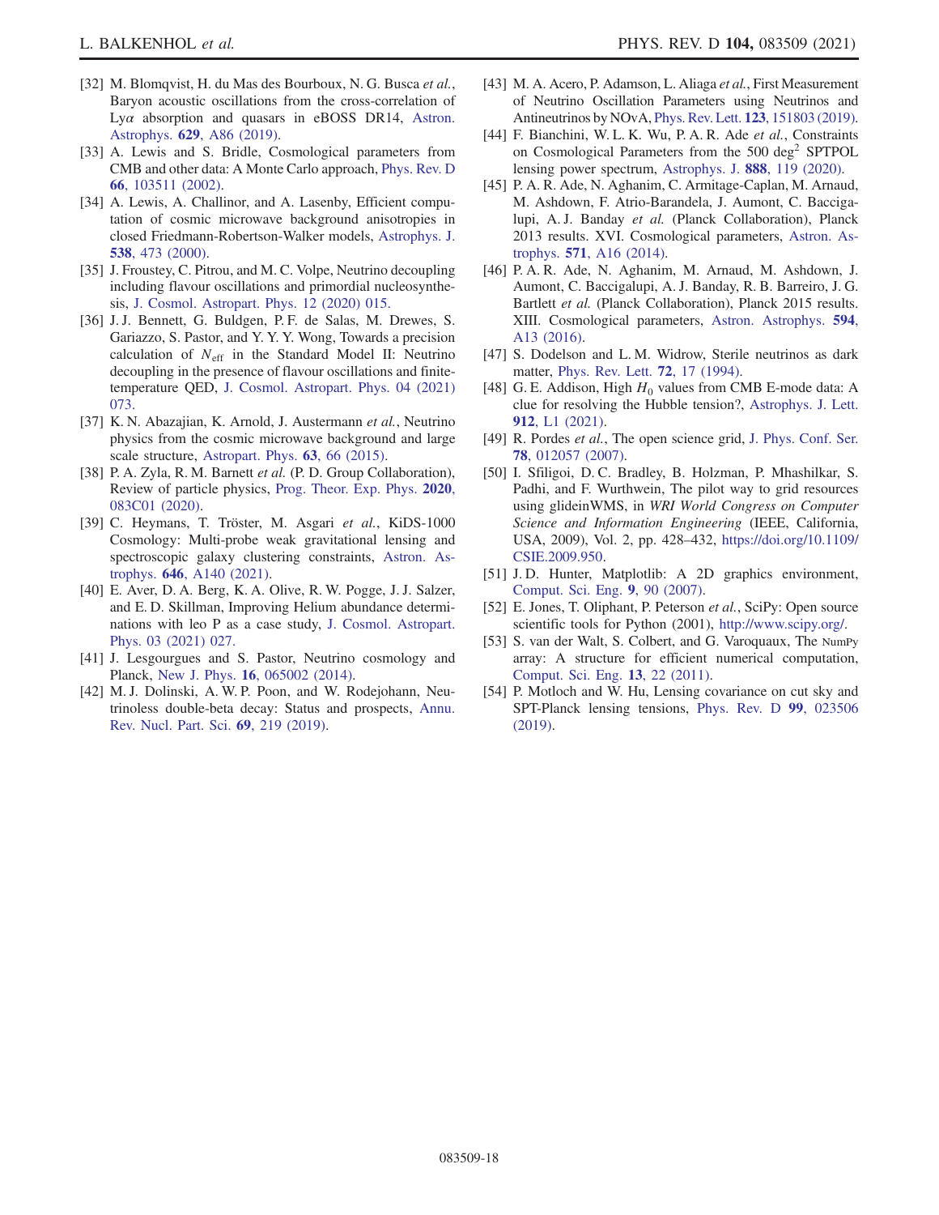[32] M. Blomqvist, H. du Mas des Bourboux, N. G. Busca *et al.*, Baryon acoustic oscillations from the cross-correlation of Ly$\alpha$ absorption and quasars in eBOSS DR14, Astron. Astrophys. **629**, A86 (2019).

[33] A. Lewis and S. Bridle, Cosmological parameters from CMB and other data: A Monte Carlo approach, Phys. Rev. D **66**, 103511 (2002).

[34] A. Lewis, A. Challinor, and A. Lasenby, Efficient computation of cosmic microwave background anisotropies in closed Friedmann-Robertson-Walker models, Astrophys. J. **538**, 473 (2000).

[35] J. Froustey, C. Pitrou, and M. C. Volpe, Neutrino decoupling including flavour oscillations and primordial nucleosynthesis, J. Cosmol. Astropart. Phys. 12 (2020) 015.

[36] J. J. Bennett, G. Buldgen, P. F. de Salas, M. Drewes, S. Gariazzo, S. Pastor, and Y. Y. Y. Wong, Towards a precision calculation of $N_{\mathrm{eff}}$ in the Standard Model II: Neutrino decoupling in the presence of flavour oscillations and finite-temperature QED, J. Cosmol. Astropart. Phys. 04 (2021) 073.

[37] K. N. Abazajian, K. Arnold, J. Austermann *et al.*, Neutrino physics from the cosmic microwave background and large scale structure, Astropart. Phys. **63**, 66 (2015).

[38] P. A. Zyla, R. M. Barnett *et al.* (P. D. Group Collaboration), Review of particle physics, Prog. Theor. Exp. Phys. **2020**, 083C01 (2020).

[39] C. Heymans, T. Tröster, M. Asgari *et al.*, KiDS-1000 Cosmology: Multi-probe weak gravitational lensing and spectroscopic galaxy clustering constraints, Astron. Astrophys. **646**, A140 (2021).

[40] E. Aver, D. A. Berg, K. A. Olive, R. W. Pogge, J. J. Salzer, and E. D. Skillman, Improving Helium abundance determinations with leo P as a case study, J. Cosmol. Astropart. Phys. 03 (2021) 027.

[41] J. Lesgourgues and S. Pastor, Neutrino cosmology and Planck, New J. Phys. **16**, 065002 (2014).

[42] M. J. Dolinski, A. W. P. Poon, and W. Rodejohann, Neutrinoless double-beta decay: Status and prospects, Annu. Rev. Nucl. Part. Sci. **69**, 219 (2019).

[43] M. A. Acero, P. Adamson, L. Aliaga *et al.*, First Measurement of Neutrino Oscillation Parameters using Neutrinos and Antineutrinos by NOvA, Phys. Rev. Lett. **123**, 151803 (2019).

[44] F. Bianchini, W. L. K. Wu, P. A. R. Ade *et al.*, Constraints on Cosmological Parameters from the 500 deg$^2$ SPTPOL lensing power spectrum, Astrophys. J. **888**, 119 (2020).

[45] P. A. R. Ade, N. Aghanim, C. Armitage-Caplan, M. Arnaud, M. Ashdown, F. Atrio-Barandela, J. Aumont, C. Baccigalupi, A. J. Banday *et al.* (Planck Collaboration), Planck 2013 results. XVI. Cosmological parameters, Astron. Astrophys. **571**, A16 (2014).

[46] P. A. R. Ade, N. Aghanim, M. Arnaud, M. Ashdown, J. Aumont, C. Baccigalupi, A. J. Banday, R. B. Barreiro, J. G. Bartlett *et al.* (Planck Collaboration), Planck 2015 results. XIII. Cosmological parameters, Astron. Astrophys. **594**, A13 (2016).

[47] S. Dodelson and L. M. Widrow, Sterile neutrinos as dark matter, Phys. Rev. Lett. **72**, 17 (1994).

[48] G. E. Addison, High $H_0$ values from CMB E-mode data: A clue for resolving the Hubble tension?, Astrophys. J. Lett. **912**, L1 (2021).

[49] R. Pordes *et al.*, The open science grid, J. Phys. Conf. Ser. **78**, 012057 (2007).

[50] I. Sfiligoi, D. C. Bradley, B. Holzman, P. Mhashilkar, S. Padhi, and F. Wurthwein, The pilot way to grid resources using glideinWMS, in *WRI World Congress on Computer Science and Information Engineering* (IEEE, California, USA, 2009), Vol. 2, pp. 428–432, https://doi.org/10.1109/CSIE.2009.950.

[51] J. D. Hunter, Matplotlib: A 2D graphics environment, Comput. Sci. Eng. **9**, 90 (2007).

[52] E. Jones, T. Oliphant, P. Peterson *et al.*, SciPy: Open source scientific tools for Python (2001), http://www.scipy.org/.

[53] S. van der Walt, S. Colbert, and G. Varoquaux, The NumPy array: A structure for efficient numerical computation, Comput. Sci. Eng. **13**, 22 (2011).

[54] P. Motloch and W. Hu, Lensing covariance on cut sky and SPT-Planck lensing tensions, Phys. Rev. D **99**, 023506 (2019).